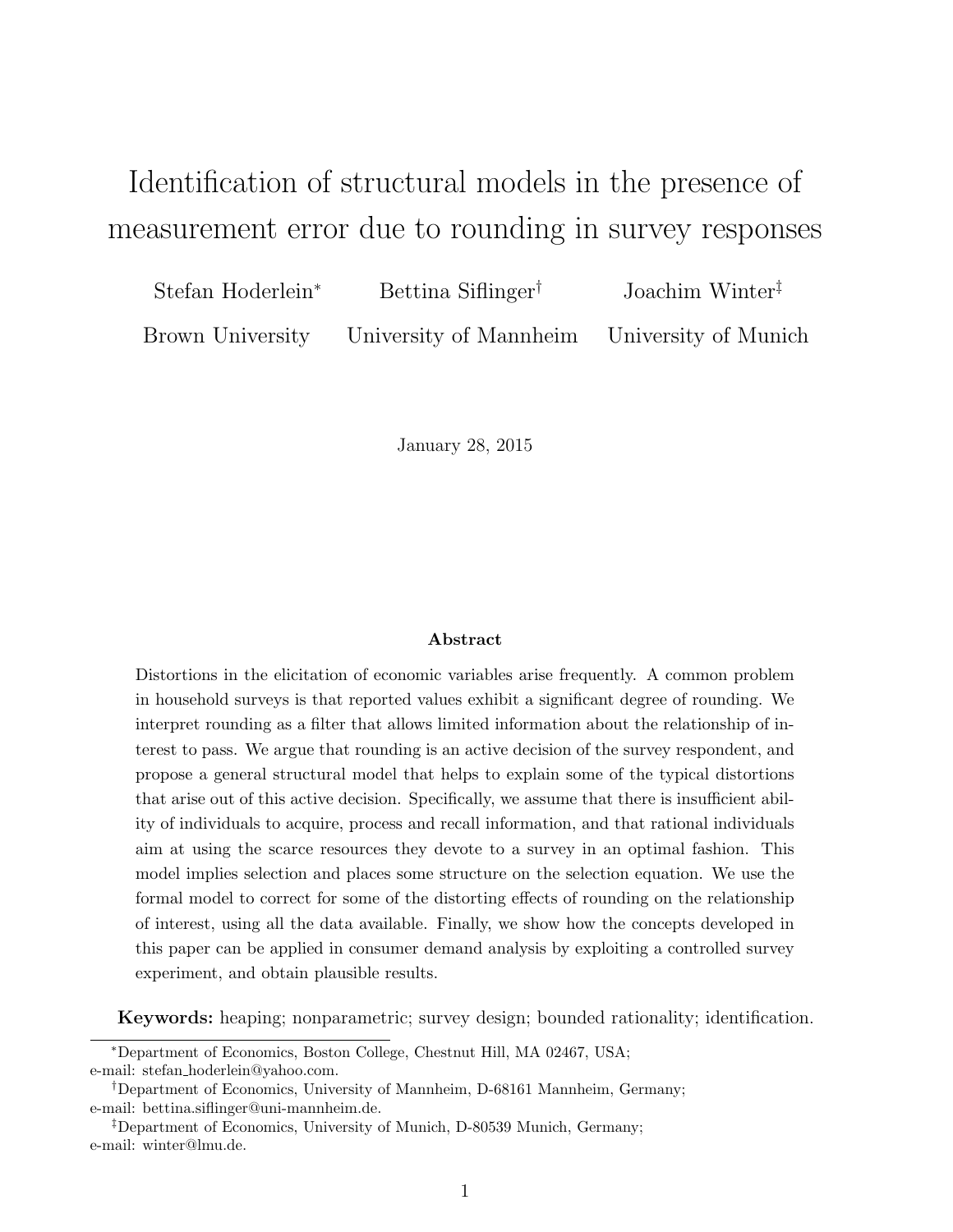# Identification of structural models in the presence of measurement error due to rounding in survey responses

Stefan Hoderlein[*] — Brown University

Bettina Siflinger[†] — University of Mannheim

Joachim Winter[‡] — University of Munich

January 28, 2015

### Abstract

Distortions in the elicitation of economic variables arise frequently. A common problem in household surveys is that reported values exhibit a significant degree of rounding. We interpret rounding as a filter that allows limited information about the relationship of interest to pass. We argue that rounding is an active decision of the survey respondent, and propose a general structural model that helps to explain some of the typical distortions that arise out of this active decision. Specifically, we assume that there is insufficient ability of individuals to acquire, process and recall information, and that rational individuals aim at using the scarce resources they devote to a survey in an optimal fashion. This model implies selection and places some structure on the selection equation. We use the formal model to correct for some of the distorting effects of rounding on the relationship of interest, using all the data available. Finally, we show how the concepts developed in this paper can be applied in consumer demand analysis by exploiting a controlled survey experiment, and obtain plausible results.

**Keywords:** heaping; nonparametric; survey design; bounded rationality; identification.

---

[*] Department of Economics, Boston College, Chestnut Hill, MA 02467, USA; e-mail: stefan_hoderlein@yahoo.com.

[†] Department of Economics, University of Mannheim, D-68161 Mannheim, Germany; e-mail: bettina.siflinger@uni-mannheim.de.

[‡] Department of Economics, University of Munich, D-80539 Munich, Germany; e-mail: winter@lmu.de.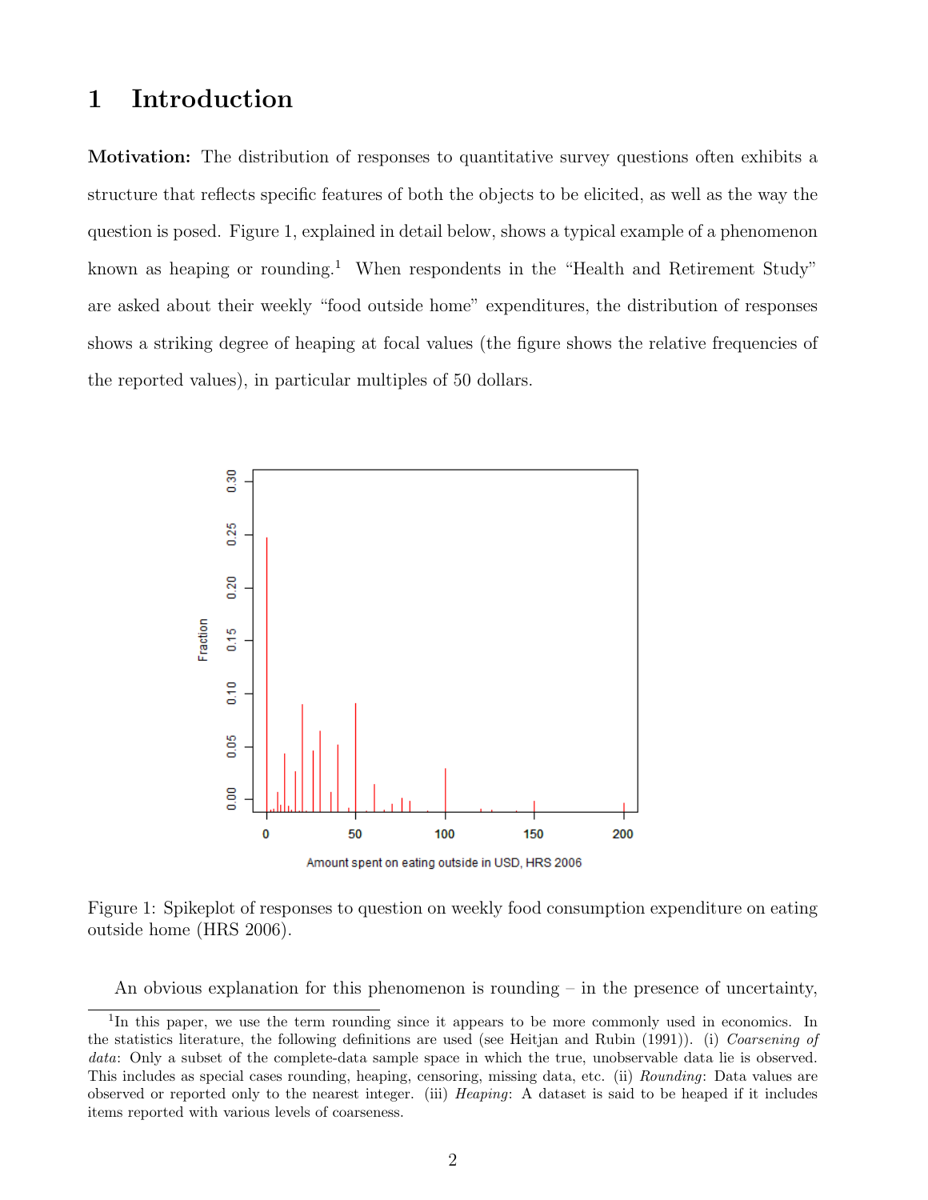# 1 Introduction

**Motivation:** The distribution of responses to quantitative survey questions often exhibits a structure that reflects specific features of both the objects to be elicited, as well as the way the question is posed. Figure 1, explained in detail below, shows a typical example of a phenomenon known as heaping or rounding.[1] When respondents in the "Health and Retirement Study" are asked about their weekly "food outside home" expenditures, the distribution of responses shows a striking degree of heaping at focal values (the figure shows the relative frequencies of the reported values), in particular multiples of 50 dollars.

Figure 1: Spikeplot of responses to question on weekly food consumption expenditure on eating outside home (HRS 2006).

An obvious explanation for this phenomenon is rounding – in the presence of uncertainty,

[1] In this paper, we use the term rounding since it appears to be more commonly used in economics. In the statistics literature, the following definitions are used (see Heitjan and Rubin (1991)). (i) *Coarsening of data*: Only a subset of the complete-data sample space in which the true, unobservable data lie is observed. This includes as special cases rounding, heaping, censoring, missing data, etc. (ii) *Rounding*: Data values are observed or reported only to the nearest integer. (iii) *Heaping*: A dataset is said to be heaped if it includes items reported with various levels of coarseness.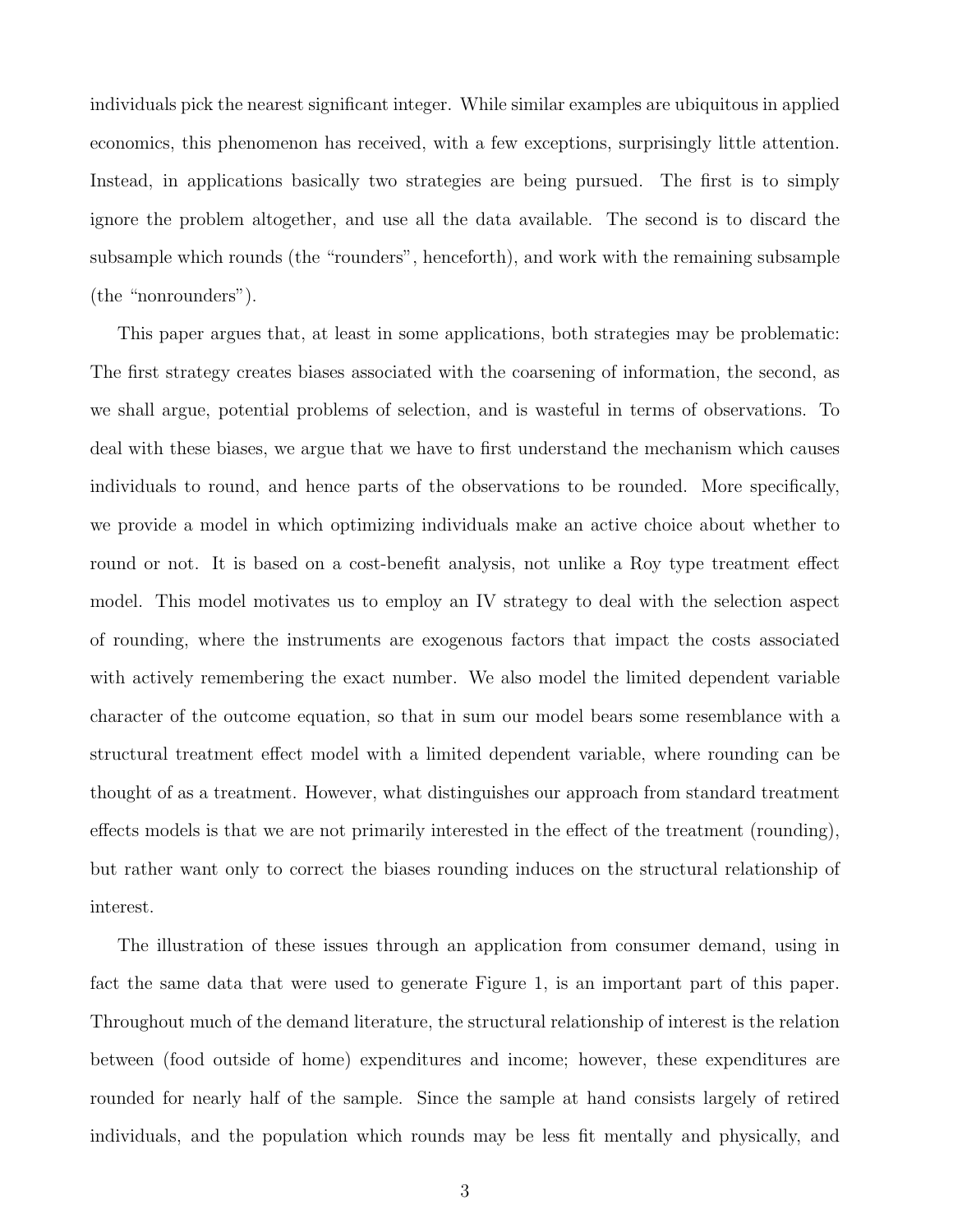individuals pick the nearest significant integer. While similar examples are ubiquitous in applied economics, this phenomenon has received, with a few exceptions, surprisingly little attention. Instead, in applications basically two strategies are being pursued. The first is to simply ignore the problem altogether, and use all the data available. The second is to discard the subsample which rounds (the "rounders", henceforth), and work with the remaining subsample (the "nonrounders").

This paper argues that, at least in some applications, both strategies may be problematic: The first strategy creates biases associated with the coarsening of information, the second, as we shall argue, potential problems of selection, and is wasteful in terms of observations. To deal with these biases, we argue that we have to first understand the mechanism which causes individuals to round, and hence parts of the observations to be rounded. More specifically, we provide a model in which optimizing individuals make an active choice about whether to round or not. It is based on a cost-benefit analysis, not unlike a Roy type treatment effect model. This model motivates us to employ an IV strategy to deal with the selection aspect of rounding, where the instruments are exogenous factors that impact the costs associated with actively remembering the exact number. We also model the limited dependent variable character of the outcome equation, so that in sum our model bears some resemblance with a structural treatment effect model with a limited dependent variable, where rounding can be thought of as a treatment. However, what distinguishes our approach from standard treatment effects models is that we are not primarily interested in the effect of the treatment (rounding), but rather want only to correct the biases rounding induces on the structural relationship of interest.

The illustration of these issues through an application from consumer demand, using in fact the same data that were used to generate Figure 1, is an important part of this paper. Throughout much of the demand literature, the structural relationship of interest is the relation between (food outside of home) expenditures and income; however, these expenditures are rounded for nearly half of the sample. Since the sample at hand consists largely of retired individuals, and the population which rounds may be less fit mentally and physically, and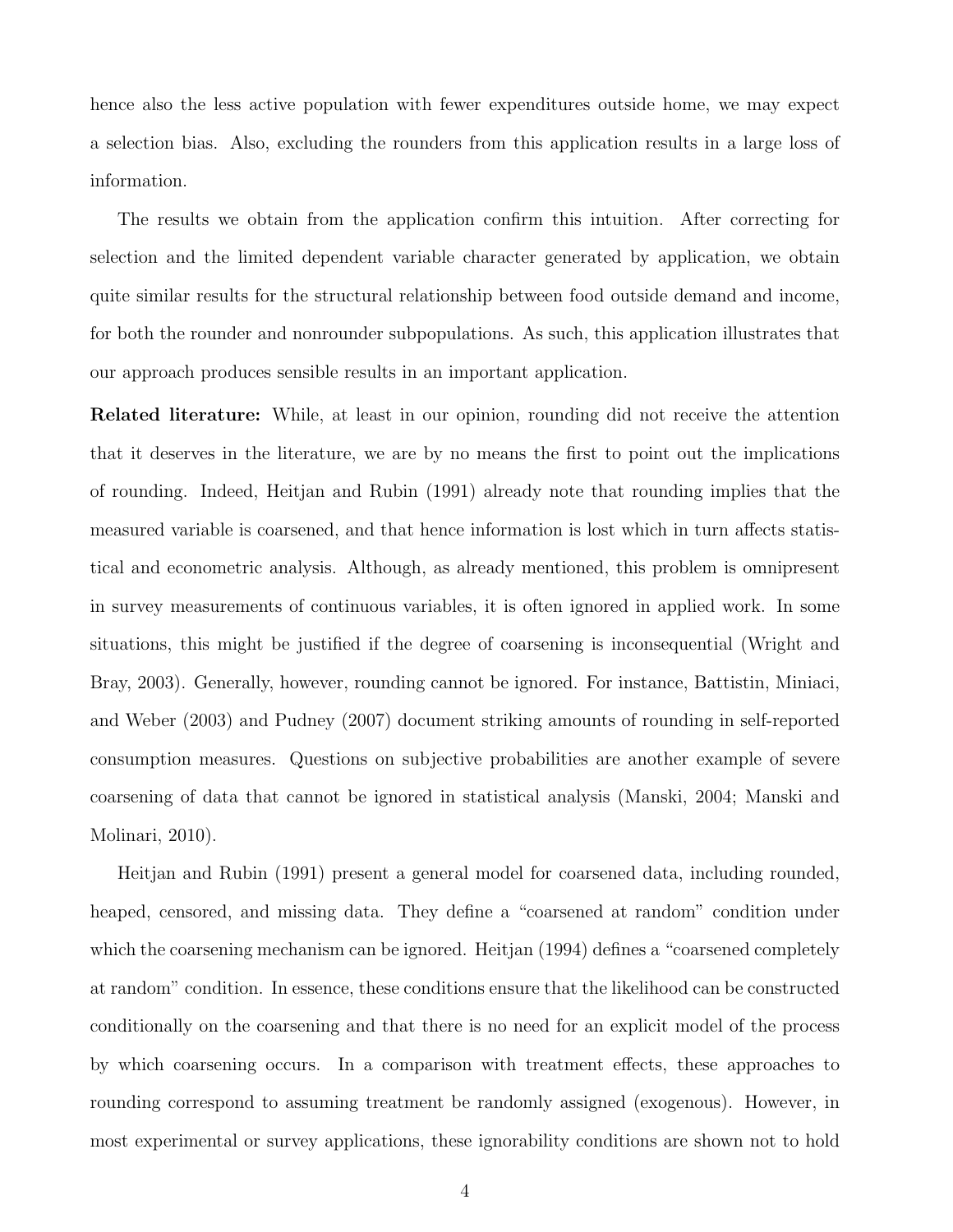hence also the less active population with fewer expenditures outside home, we may expect a selection bias. Also, excluding the rounders from this application results in a large loss of information.

The results we obtain from the application confirm this intuition. After correcting for selection and the limited dependent variable character generated by application, we obtain quite similar results for the structural relationship between food outside demand and income, for both the rounder and nonrounder subpopulations. As such, this application illustrates that our approach produces sensible results in an important application.

**Related literature:** While, at least in our opinion, rounding did not receive the attention that it deserves in the literature, we are by no means the first to point out the implications of rounding. Indeed, Heitjan and Rubin (1991) already note that rounding implies that the measured variable is coarsened, and that hence information is lost which in turn affects statistical and econometric analysis. Although, as already mentioned, this problem is omnipresent in survey measurements of continuous variables, it is often ignored in applied work. In some situations, this might be justified if the degree of coarsening is inconsequential (Wright and Bray, 2003). Generally, however, rounding cannot be ignored. For instance, Battistin, Miniaci, and Weber (2003) and Pudney (2007) document striking amounts of rounding in self-reported consumption measures. Questions on subjective probabilities are another example of severe coarsening of data that cannot be ignored in statistical analysis (Manski, 2004; Manski and Molinari, 2010).

Heitjan and Rubin (1991) present a general model for coarsened data, including rounded, heaped, censored, and missing data. They define a "coarsened at random" condition under which the coarsening mechanism can be ignored. Heitjan (1994) defines a "coarsened completely at random" condition. In essence, these conditions ensure that the likelihood can be constructed conditionally on the coarsening and that there is no need for an explicit model of the process by which coarsening occurs. In a comparison with treatment effects, these approaches to rounding correspond to assuming treatment be randomly assigned (exogenous). However, in most experimental or survey applications, these ignorability conditions are shown not to hold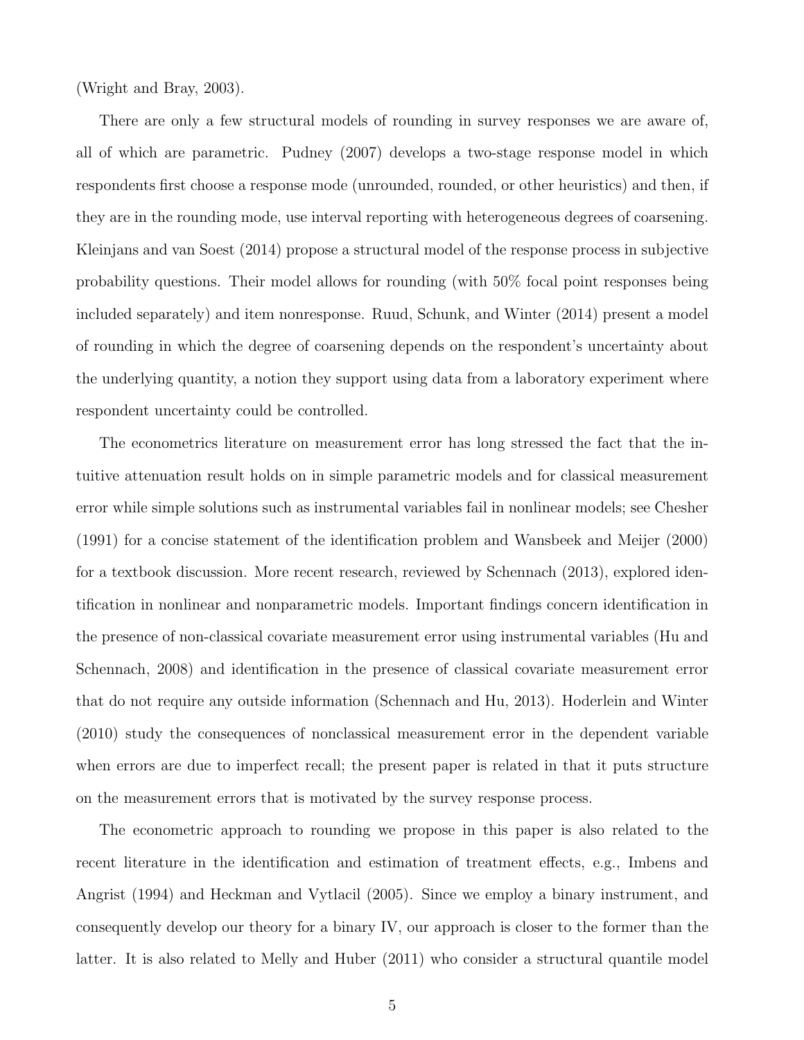(Wright and Bray, 2003).

There are only a few structural models of rounding in survey responses we are aware of, all of which are parametric. Pudney (2007) develops a two-stage response model in which respondents first choose a response mode (unrounded, rounded, or other heuristics) and then, if they are in the rounding mode, use interval reporting with heterogeneous degrees of coarsening. Kleinjans and van Soest (2014) propose a structural model of the response process in subjective probability questions. Their model allows for rounding (with 50% focal point responses being included separately) and item nonresponse. Ruud, Schunk, and Winter (2014) present a model of rounding in which the degree of coarsening depends on the respondent's uncertainty about the underlying quantity, a notion they support using data from a laboratory experiment where respondent uncertainty could be controlled.

The econometrics literature on measurement error has long stressed the fact that the intuitive attenuation result holds on in simple parametric models and for classical measurement error while simple solutions such as instrumental variables fail in nonlinear models; see Chesher (1991) for a concise statement of the identification problem and Wansbeek and Meijer (2000) for a textbook discussion. More recent research, reviewed by Schennach (2013), explored identification in nonlinear and nonparametric models. Important findings concern identification in the presence of non-classical covariate measurement error using instrumental variables (Hu and Schennach, 2008) and identification in the presence of classical covariate measurement error that do not require any outside information (Schennach and Hu, 2013). Hoderlein and Winter (2010) study the consequences of nonclassical measurement error in the dependent variable when errors are due to imperfect recall; the present paper is related in that it puts structure on the measurement errors that is motivated by the survey response process.

The econometric approach to rounding we propose in this paper is also related to the recent literature in the identification and estimation of treatment effects, e.g., Imbens and Angrist (1994) and Heckman and Vytlacil (2005). Since we employ a binary instrument, and consequently develop our theory for a binary IV, our approach is closer to the former than the latter. It is also related to Melly and Huber (2011) who consider a structural quantile model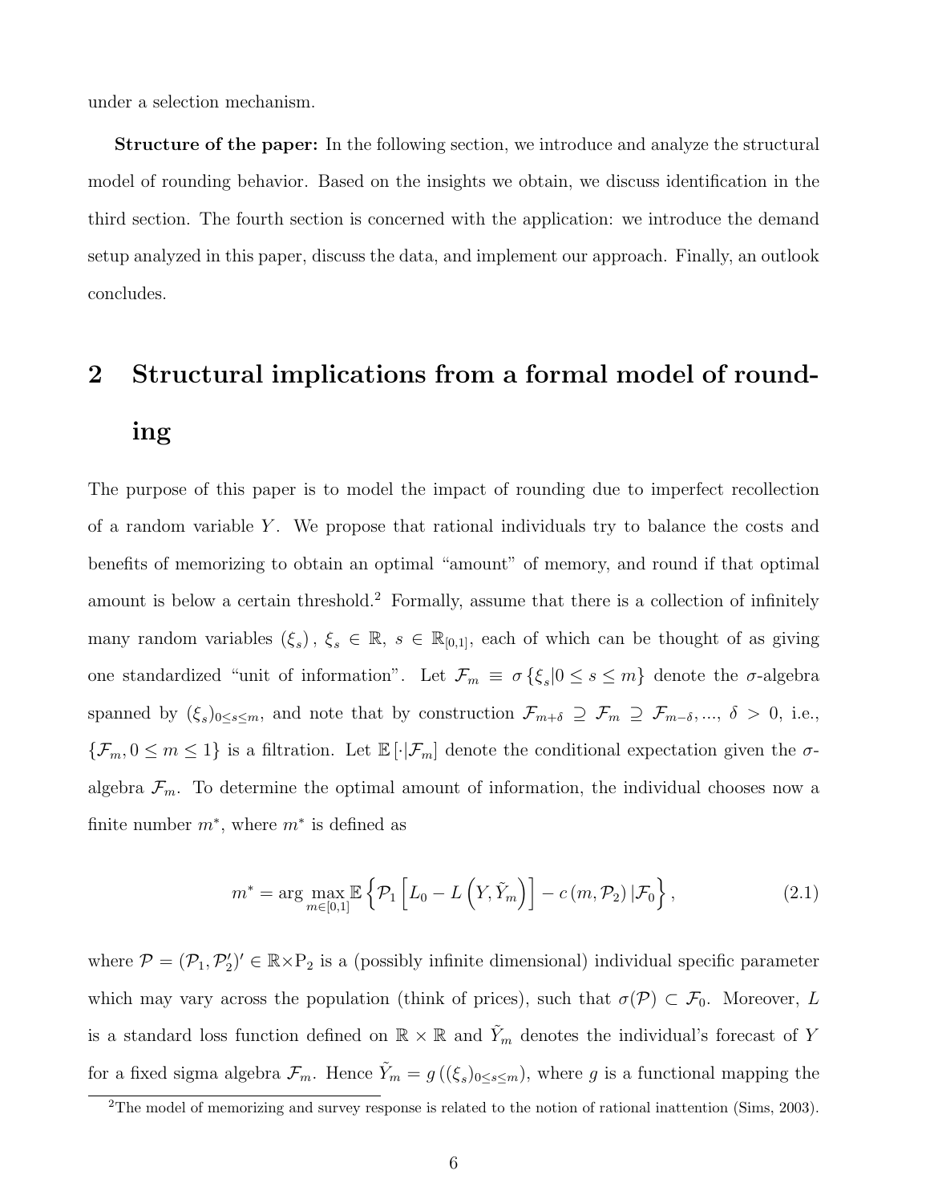under a selection mechanism.

**Structure of the paper:** In the following section, we introduce and analyze the structural model of rounding behavior. Based on the insights we obtain, we discuss identification in the third section. The fourth section is concerned with the application: we introduce the demand setup analyzed in this paper, discuss the data, and implement our approach. Finally, an outlook concludes.

## 2 Structural implications from a formal model of rounding

The purpose of this paper is to model the impact of rounding due to imperfect recollection of a random variable $Y$. We propose that rational individuals try to balance the costs and benefits of memorizing to obtain an optimal "amount" of memory, and round if that optimal amount is below a certain threshold.[2] Formally, assume that there is a collection of infinitely many random variables $(\xi_s)$, $\xi_s \in \mathbb{R}$, $s \in \mathbb{R}_{[0,1]}$, each of which can be thought of as giving one standardized "unit of information". Let $\mathcal{F}_m \equiv \sigma\{\xi_s | 0 \leq s \leq m\}$ denote the $\sigma$-algebra spanned by $(\xi_s)_{0 \leq s \leq m}$, and note that by construction $\mathcal{F}_{m+\delta} \supseteq \mathcal{F}_m \supseteq \mathcal{F}_{m-\delta}, \ldots,\ \delta > 0$, i.e., $\{\mathcal{F}_m, 0 \leq m \leq 1\}$ is a filtration. Let $\mathbb{E}[\cdot|\mathcal{F}_m]$ denote the conditional expectation given the $\sigma$-algebra $\mathcal{F}_m$. To determine the optimal amount of information, the individual chooses now a finite number $m^*$, where $m^*$ is defined as

$$m^* = \arg\max_{m \in [0,1]} \mathbb{E}\left\{\mathcal{P}_1\left[L_0 - L\left(Y, \tilde{Y}_m\right)\right] - c\left(m, \mathcal{P}_2\right) | \mathcal{F}_0\right\}, \tag{2.1}$$

where $\mathcal{P} = (\mathcal{P}_1, \mathcal{P}_2')' \in \mathbb{R} \times \mathrm{P}_2$ is a (possibly infinite dimensional) individual specific parameter which may vary across the population (think of prices), such that $\sigma(\mathcal{P}) \subset \mathcal{F}_0$. Moreover, $L$ is a standard loss function defined on $\mathbb{R} \times \mathbb{R}$ and $\tilde{Y}_m$ denotes the individual's forecast of $Y$ for a fixed sigma algebra $\mathcal{F}_m$. Hence $\tilde{Y}_m = g\left((\xi_s)_{0 \leq s \leq m}\right)$, where $g$ is a functional mapping the

[2] The model of memorizing and survey response is related to the notion of rational inattention (Sims, 2003).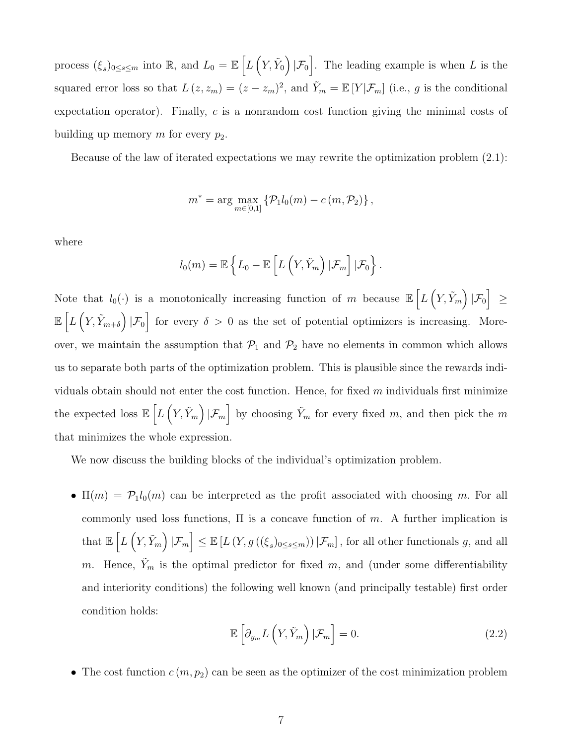process $(\xi_s)_{0 \leq s \leq m}$ into $\mathbb{R}$, and $L_0 = \mathbb{E}\left[L\left(Y, \tilde{Y}_0\right)|\mathcal{F}_0\right]$. The leading example is when $L$ is the squared error loss so that $L(z, z_m) = (z - z_m)^2$, and $\tilde{Y}_m = \mathbb{E}[Y|\mathcal{F}_m]$ (i.e., $g$ is the conditional expectation operator). Finally, $c$ is a nonrandom cost function giving the minimal costs of building up memory $m$ for every $p_2$.

Because of the law of iterated expectations we may rewrite the optimization problem (2.1):

$$m^* = \arg\max_{m \in [0,1]} \left\{\mathcal{P}_1 l_0(m) - c(m, \mathcal{P}_2)\right\},$$

where

$$l_0(m) = \mathbb{E}\left\{L_0 - \mathbb{E}\left[L\left(Y, \tilde{Y}_m\right)|\mathcal{F}_m\right]|\mathcal{F}_0\right\}.$$

Note that $l_0(\cdot)$ is a monotonically increasing function of $m$ because $\mathbb{E}\left[L\left(Y, \tilde{Y}_m\right)|\mathcal{F}_0\right] \geq \mathbb{E}\left[L\left(Y, \tilde{Y}_{m+\delta}\right)|\mathcal{F}_0\right]$ for every $\delta > 0$ as the set of potential optimizers is increasing. Moreover, we maintain the assumption that $\mathcal{P}_1$ and $\mathcal{P}_2$ have no elements in common which allows us to separate both parts of the optimization problem. This is plausible since the rewards individuals obtain should not enter the cost function. Hence, for fixed $m$ individuals first minimize the expected loss $\mathbb{E}\left[L\left(Y, \tilde{Y}_m\right)|\mathcal{F}_m\right]$ by choosing $\tilde{Y}_m$ for every fixed $m$, and then pick the $m$ that minimizes the whole expression.

We now discuss the building blocks of the individual's optimization problem.

- $\Pi(m) = \mathcal{P}_1 l_0(m)$ can be interpreted as the profit associated with choosing $m$. For all commonly used loss functions, $\Pi$ is a concave function of $m$. A further implication is that $\mathbb{E}\left[L\left(Y, \tilde{Y}_m\right)|\mathcal{F}_m\right] \leq \mathbb{E}\left[L\left(Y, g\left((\xi_s)_{0 \leq s \leq m}\right)\right)|\mathcal{F}_m\right]$, for all other functionals $g$, and all $m$. Hence, $\tilde{Y}_m$ is the optimal predictor for fixed $m$, and (under some differentiability and interiority conditions) the following well known (and principally testable) first order condition holds:

$$\mathbb{E}\left[\partial_{y_m} L\left(Y, \tilde{Y}_m\right)|\mathcal{F}_m\right] = 0. \tag{2.2}$$

- The cost function $c(m, p_2)$ can be seen as the optimizer of the cost minimization problem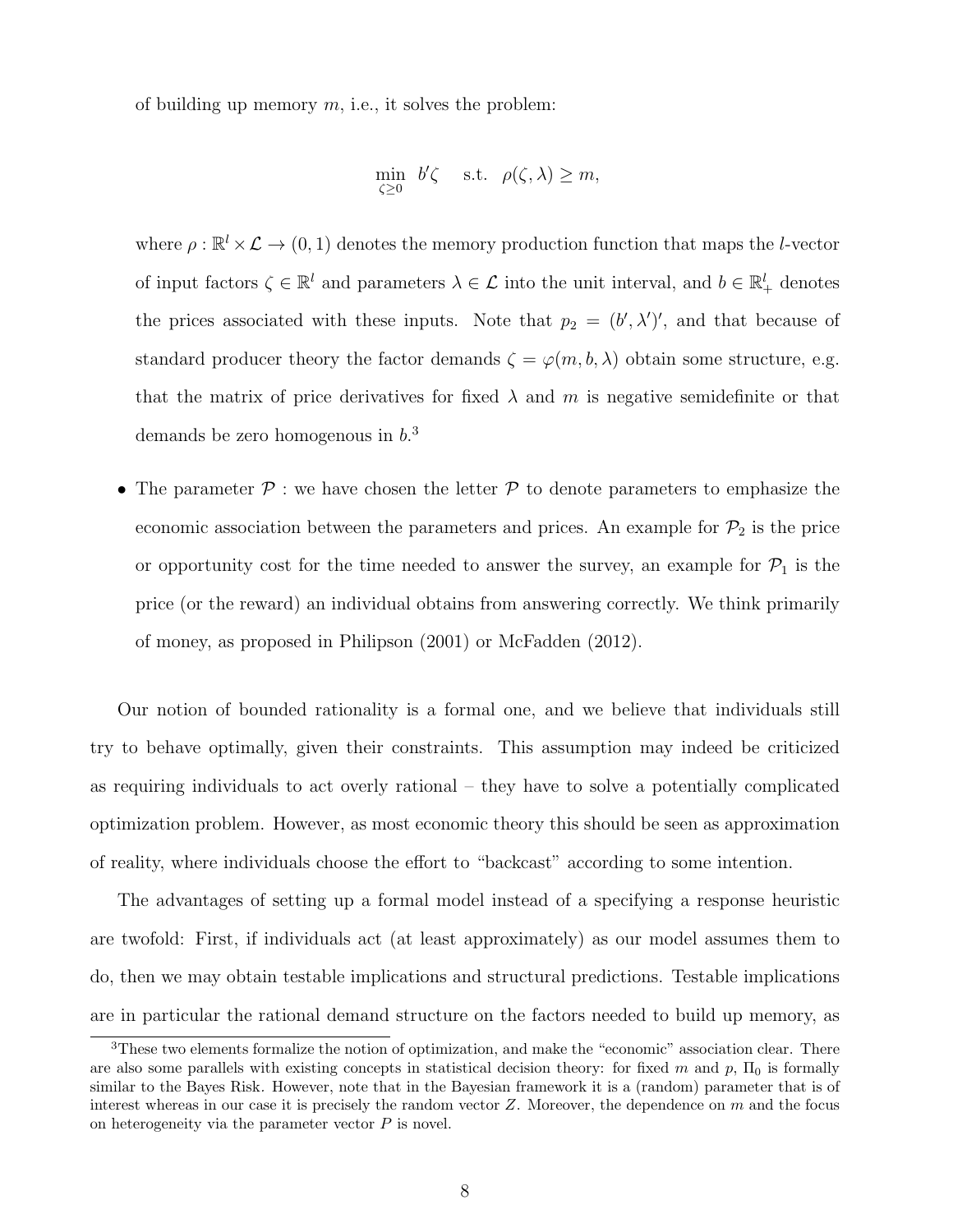of building up memory $m$, i.e., it solves the problem:

$$\min_{\zeta \geq 0} \; b'\zeta \quad \text{s.t.} \quad \rho(\zeta, \lambda) \geq m,$$

where $\rho : \mathbb{R}^l \times \mathcal{L} \rightarrow (0,1)$ denotes the memory production function that maps the $l$-vector of input factors $\zeta \in \mathbb{R}^l$ and parameters $\lambda \in \mathcal{L}$ into the unit interval, and $b \in \mathbb{R}^l_+$ denotes the prices associated with these inputs. Note that $p_2 = (b', \lambda')'$, and that because of standard producer theory the factor demands $\zeta = \varphi(m, b, \lambda)$ obtain some structure, e.g. that the matrix of price derivatives for fixed $\lambda$ and $m$ is negative semidefinite or that demands be zero homogenous in $b$.[3]

- The parameter $\mathcal{P}$ : we have chosen the letter $\mathcal{P}$ to denote parameters to emphasize the economic association between the parameters and prices. An example for $\mathcal{P}_2$ is the price or opportunity cost for the time needed to answer the survey, an example for $\mathcal{P}_1$ is the price (or the reward) an individual obtains from answering correctly. We think primarily of money, as proposed in Philipson (2001) or McFadden (2012).

Our notion of bounded rationality is a formal one, and we believe that individuals still try to behave optimally, given their constraints. This assumption may indeed be criticized as requiring individuals to act overly rational – they have to solve a potentially complicated optimization problem. However, as most economic theory this should be seen as approximation of reality, where individuals choose the effort to "backcast" according to some intention.

The advantages of setting up a formal model instead of a specifying a response heuristic are twofold: First, if individuals act (at least approximately) as our model assumes them to do, then we may obtain testable implications and structural predictions. Testable implications are in particular the rational demand structure on the factors needed to build up memory, as

[3] These two elements formalize the notion of optimization, and make the "economic" association clear. There are also some parallels with existing concepts in statistical decision theory: for fixed $m$ and $p$, $\Pi_0$ is formally similar to the Bayes Risk. However, note that in the Bayesian framework it is a (random) parameter that is of interest whereas in our case it is precisely the random vector $Z$. Moreover, the dependence on $m$ and the focus on heterogeneity via the parameter vector $P$ is novel.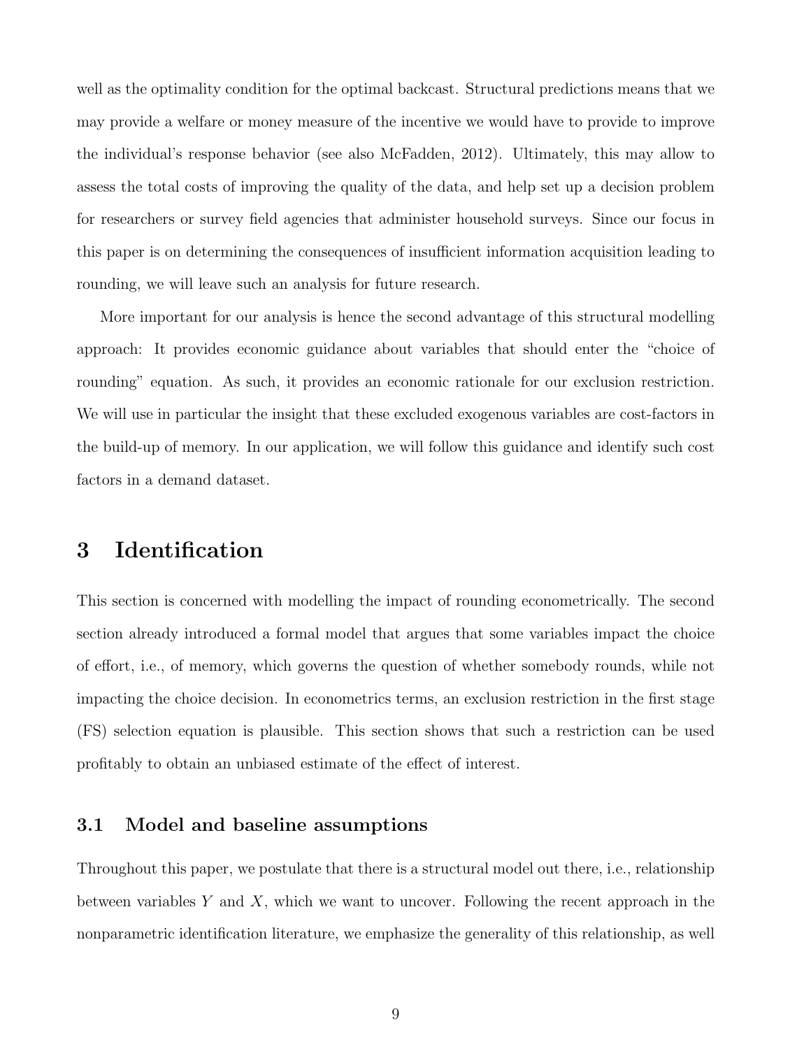well as the optimality condition for the optimal backcast. Structural predictions means that we may provide a welfare or money measure of the incentive we would have to provide to improve the individual's response behavior (see also McFadden, 2012). Ultimately, this may allow to assess the total costs of improving the quality of the data, and help set up a decision problem for researchers or survey field agencies that administer household surveys. Since our focus in this paper is on determining the consequences of insufficient information acquisition leading to rounding, we will leave such an analysis for future research.

More important for our analysis is hence the second advantage of this structural modelling approach: It provides economic guidance about variables that should enter the "choice of rounding" equation. As such, it provides an economic rationale for our exclusion restriction. We will use in particular the insight that these excluded exogenous variables are cost-factors in the build-up of memory. In our application, we will follow this guidance and identify such cost factors in a demand dataset.

# 3 Identification

This section is concerned with modelling the impact of rounding econometrically. The second section already introduced a formal model that argues that some variables impact the choice of effort, i.e., of memory, which governs the question of whether somebody rounds, while not impacting the choice decision. In econometrics terms, an exclusion restriction in the first stage (FS) selection equation is plausible. This section shows that such a restriction can be used profitably to obtain an unbiased estimate of the effect of interest.

## 3.1 Model and baseline assumptions

Throughout this paper, we postulate that there is a structural model out there, i.e., relationship between variables $Y$ and $X$, which we want to uncover. Following the recent approach in the nonparametric identification literature, we emphasize the generality of this relationship, as well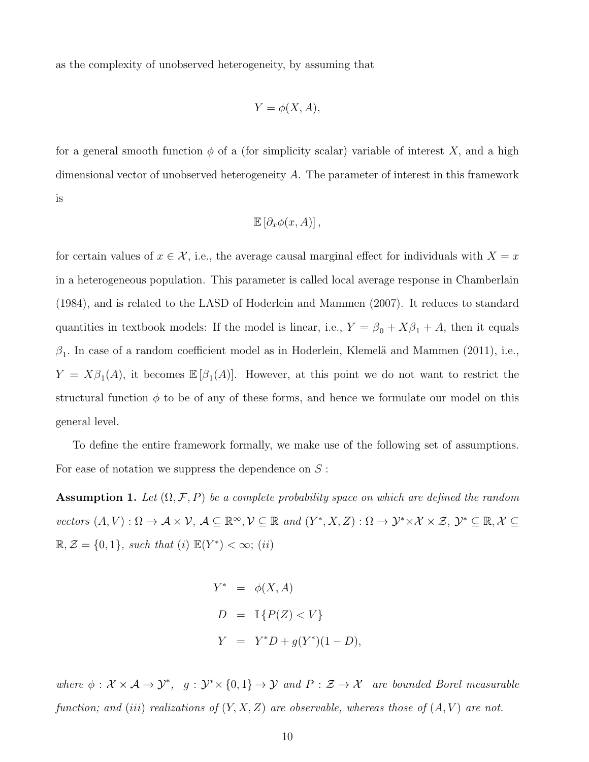as the complexity of unobserved heterogeneity, by assuming that

$$Y = \phi(X, A),$$

for a general smooth function $\phi$ of a (for simplicity scalar) variable of interest $X$, and a high dimensional vector of unobserved heterogeneity $A$. The parameter of interest in this framework is

$$\mathbb{E}\left[\partial_x \phi(x, A)\right],$$

for certain values of $x \in \mathcal{X}$, i.e., the average causal marginal effect for individuals with $X = x$ in a heterogeneous population. This parameter is called local average response in Chamberlain (1984), and is related to the LASD of Hoderlein and Mammen (2007). It reduces to standard quantities in textbook models: If the model is linear, i.e., $Y = \beta_0 + X\beta_1 + A$, then it equals $\beta_1$. In case of a random coefficient model as in Hoderlein, Klemelä and Mammen (2011), i.e., $Y = X\beta_1(A)$, it becomes $\mathbb{E}\left[\beta_1(A)\right]$. However, at this point we do not want to restrict the structural function $\phi$ to be of any of these forms, and hence we formulate our model on this general level.

To define the entire framework formally, we make use of the following set of assumptions. For ease of notation we suppress the dependence on $S$ :

**Assumption 1.** *Let $(\Omega, \mathcal{F}, P)$ be a complete probability space on which are defined the random vectors $(A, V) : \Omega \to \mathcal{A} \times \mathcal{V}$, $\mathcal{A} \subseteq \mathbb{R}^{\infty}, \mathcal{V} \subseteq \mathbb{R}$ and $(Y^*, X, Z) : \Omega \to \mathcal{Y}^* \times \mathcal{X} \times \mathcal{Z}$, $\mathcal{Y}^* \subseteq \mathbb{R}, \mathcal{X} \subseteq \mathbb{R}, \mathcal{Z} = \{0, 1\}$, such that (i) $\mathbb{E}(Y^*) < \infty$; (ii)*

$$\begin{aligned} Y^* &= \phi(X, A) \\ D &= \mathbb{I}\left\{P(Z) < V\right\} \\ Y &= Y^* D + g(Y^*)(1 - D), \end{aligned}$$

*where $\phi : \mathcal{X} \times \mathcal{A} \to \mathcal{Y}^*$, $g : \mathcal{Y}^* \times \{0, 1\} \to \mathcal{Y}$ and $P : \mathcal{Z} \to \mathcal{X}$ are bounded Borel measurable function; and (iii) realizations of $(Y, X, Z)$ are observable, whereas those of $(A, V)$ are not.*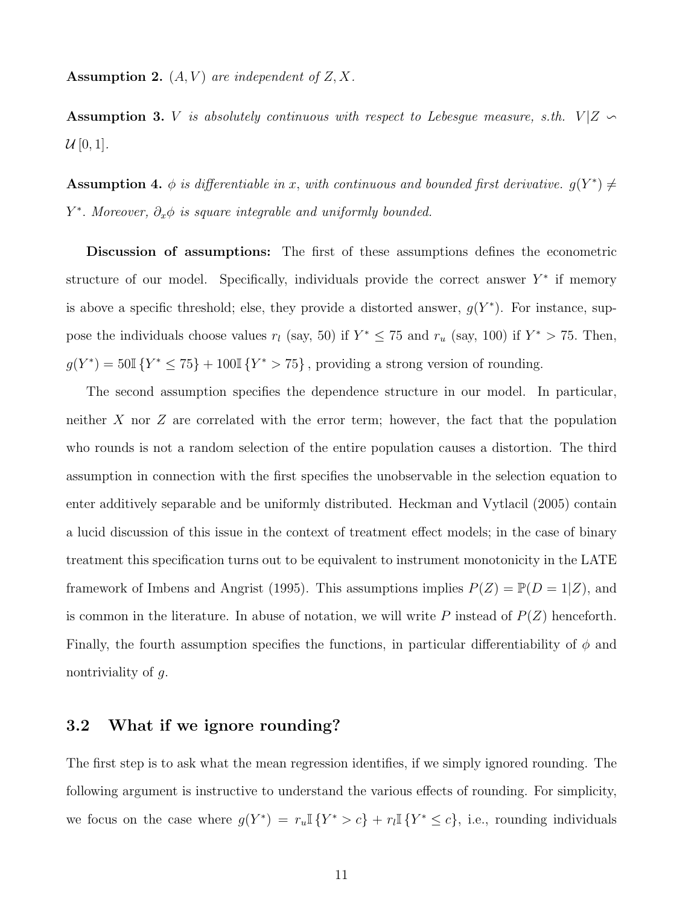**Assumption 2.** *$(A, V)$ are independent of $Z, X$.*

**Assumption 3.** *$V$ is absolutely continuous with respect to Lebesgue measure, s.th. $V|Z \backsim \mathcal{U}[0, 1]$.*

**Assumption 4.** *$\phi$ is differentiable in $x$, with continuous and bounded first derivative. $g(Y^*) \neq Y^*$. Moreover, $\partial_x \phi$ is square integrable and uniformly bounded.*

**Discussion of assumptions:** The first of these assumptions defines the econometric structure of our model. Specifically, individuals provide the correct answer $Y^*$ if memory is above a specific threshold; else, they provide a distorted answer, $g(Y^*)$. For instance, suppose the individuals choose values $r_l$ (say, 50) if $Y^* \leq 75$ and $r_u$ (say, 100) if $Y^* > 75$. Then, $g(Y^*) = 50\mathbb{I}\{Y^* \leq 75\} + 100\mathbb{I}\{Y^* > 75\}$, providing a strong version of rounding.

The second assumption specifies the dependence structure in our model. In particular, neither $X$ nor $Z$ are correlated with the error term; however, the fact that the population who rounds is not a random selection of the entire population causes a distortion. The third assumption in connection with the first specifies the unobservable in the selection equation to enter additively separable and be uniformly distributed. Heckman and Vytlacil (2005) contain a lucid discussion of this issue in the context of treatment effect models; in the case of binary treatment this specification turns out to be equivalent to instrument monotonicity in the LATE framework of Imbens and Angrist (1995). This assumptions implies $P(Z) = \mathbb{P}(D = 1|Z)$, and is common in the literature. In abuse of notation, we will write $P$ instead of $P(Z)$ henceforth. Finally, the fourth assumption specifies the functions, in particular differentiability of $\phi$ and nontriviality of $g$.

## 3.2 What if we ignore rounding?

The first step is to ask what the mean regression identifies, if we simply ignored rounding. The following argument is instructive to understand the various effects of rounding. For simplicity, we focus on the case where $g(Y^*) = r_u\mathbb{I}\{Y^* > c\} + r_l\mathbb{I}\{Y^* \leq c\}$, i.e., rounding individuals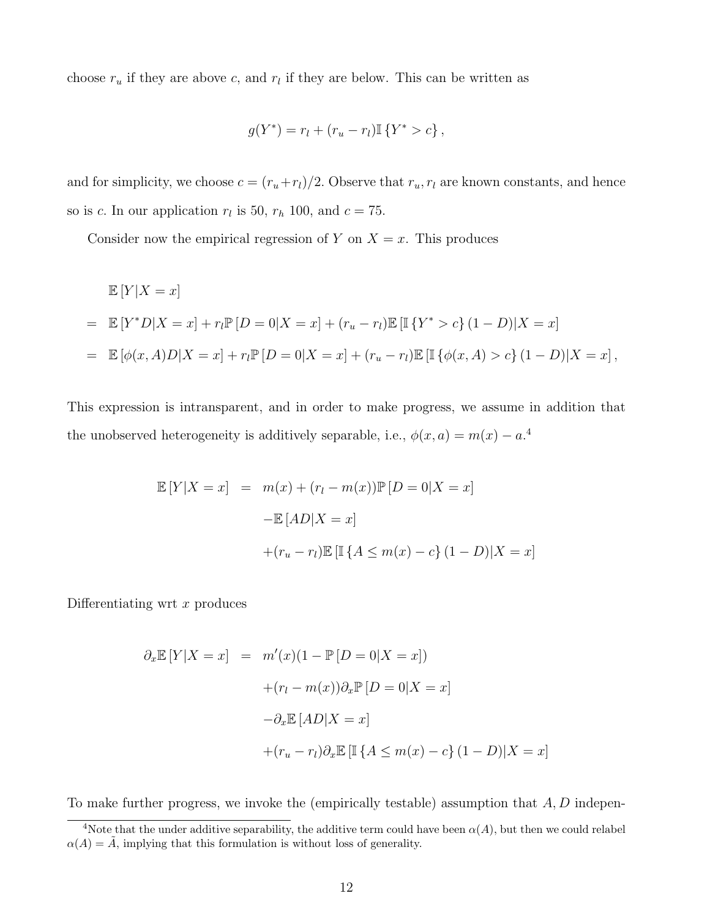choose $r_u$ if they are above $c$, and $r_l$ if they are below. This can be written as

$$g(Y^*) = r_l + (r_u - r_l)\mathbb{I}\{Y^* > c\},$$

and for simplicity, we choose $c = (r_u + r_l)/2$. Observe that $r_u, r_l$ are known constants, and hence so is $c$. In our application $r_l$ is 50, $r_h$ 100, and $c = 75$.

Consider now the empirical regression of $Y$ on $X = x$. This produces

$$\begin{aligned}
& \mathbb{E}[Y|X=x] \\
= \; & \mathbb{E}[Y^* D|X=x] + r_l \mathbb{P}[D=0|X=x] + (r_u - r_l)\mathbb{E}[\mathbb{I}\{Y^* > c\}(1-D)|X=x] \\
= \; & \mathbb{E}[\phi(x,A)D|X=x] + r_l \mathbb{P}[D=0|X=x] + (r_u - r_l)\mathbb{E}[\mathbb{I}\{\phi(x,A) > c\}(1-D)|X=x],
\end{aligned}$$

This expression is intransparent, and in order to make progress, we assume in addition that the unobserved heterogeneity is additively separable, i.e., $\phi(x,a) = m(x) - a$.[4]

$$\begin{aligned}
\mathbb{E}[Y|X=x] \;=\; & m(x) + (r_l - m(x))\mathbb{P}[D=0|X=x] \\
& - \mathbb{E}[AD|X=x] \\
& + (r_u - r_l)\mathbb{E}[\mathbb{I}\{A \leq m(x) - c\}(1-D)|X=x]
\end{aligned}$$

Differentiating wrt $x$ produces

$$\begin{aligned}
\partial_x \mathbb{E}[Y|X=x] \;=\; & m'(x)(1 - \mathbb{P}[D=0|X=x]) \\
& + (r_l - m(x))\partial_x \mathbb{P}[D=0|X=x] \\
& - \partial_x \mathbb{E}[AD|X=x] \\
& + (r_u - r_l)\partial_x \mathbb{E}[\mathbb{I}\{A \leq m(x) - c\}(1-D)|X=x]
\end{aligned}$$

To make further progress, we invoke the (empirically testable) assumption that $A, D$ indepen-

[4] Note that the under additive separability, the additive term could have been $\alpha(A)$, but then we could relabel $\alpha(A) = \tilde{A}$, implying that this formulation is without loss of generality.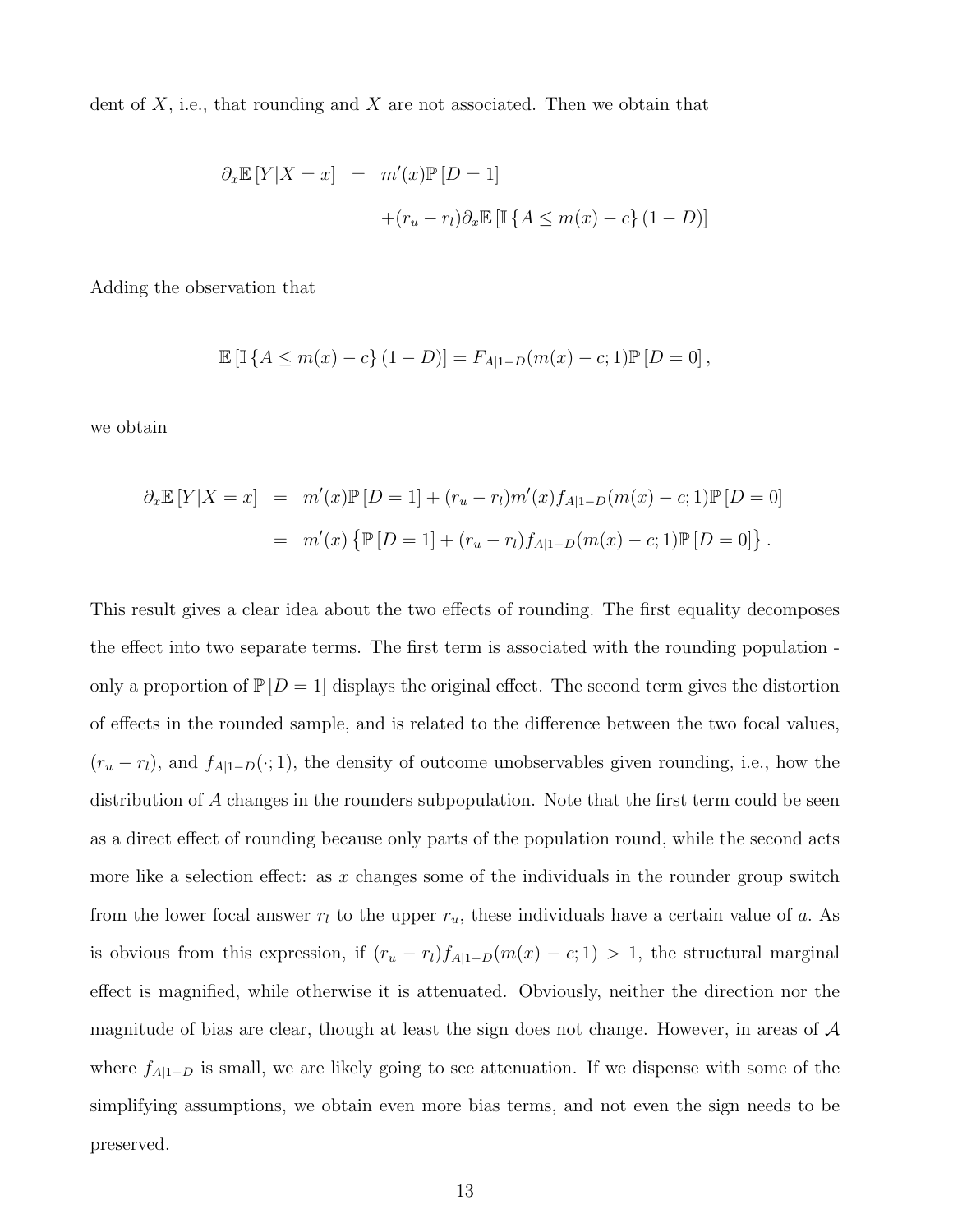dent of $X$, i.e., that rounding and $X$ are not associated. Then we obtain that

$$\begin{aligned}\partial_x \mathbb{E}\left[Y|X=x\right] &= m'(x)\mathbb{P}\left[D=1\right] \\ &\quad +(r_u - r_l)\partial_x \mathbb{E}\left[\mathbb{I}\left\{A \leq m(x)-c\right\}(1-D)\right]\end{aligned}$$

Adding the observation that

$$\mathbb{E}\left[\mathbb{I}\left\{A \leq m(x)-c\right\}(1-D)\right] = F_{A|1-D}(m(x)-c;1)\mathbb{P}\left[D=0\right],$$

we obtain

$$\begin{aligned}\partial_x \mathbb{E}\left[Y|X=x\right] &= m'(x)\mathbb{P}\left[D=1\right] + (r_u - r_l)m'(x)f_{A|1-D}(m(x)-c;1)\mathbb{P}\left[D=0\right] \\ &= m'(x)\left\{\mathbb{P}\left[D=1\right] + (r_u - r_l)f_{A|1-D}(m(x)-c;1)\mathbb{P}\left[D=0\right]\right\}.\end{aligned}$$

This result gives a clear idea about the two effects of rounding. The first equality decomposes the effect into two separate terms. The first term is associated with the rounding population - only a proportion of $\mathbb{P}\left[D=1\right]$ displays the original effect. The second term gives the distortion of effects in the rounded sample, and is related to the difference between the two focal values, $(r_u - r_l)$, and $f_{A|1-D}(\cdot;1)$, the density of outcome unobservables given rounding, i.e., how the distribution of $A$ changes in the rounders subpopulation. Note that the first term could be seen as a direct effect of rounding because only parts of the population round, while the second acts more like a selection effect: as $x$ changes some of the individuals in the rounder group switch from the lower focal answer $r_l$ to the upper $r_u$, these individuals have a certain value of $a$. As is obvious from this expression, if $(r_u - r_l)f_{A|1-D}(m(x)-c;1) > 1$, the structural marginal effect is magnified, while otherwise it is attenuated. Obviously, neither the direction nor the magnitude of bias are clear, though at least the sign does not change. However, in areas of $\mathcal{A}$ where $f_{A|1-D}$ is small, we are likely going to see attenuation. If we dispense with some of the simplifying assumptions, we obtain even more bias terms, and not even the sign needs to be preserved.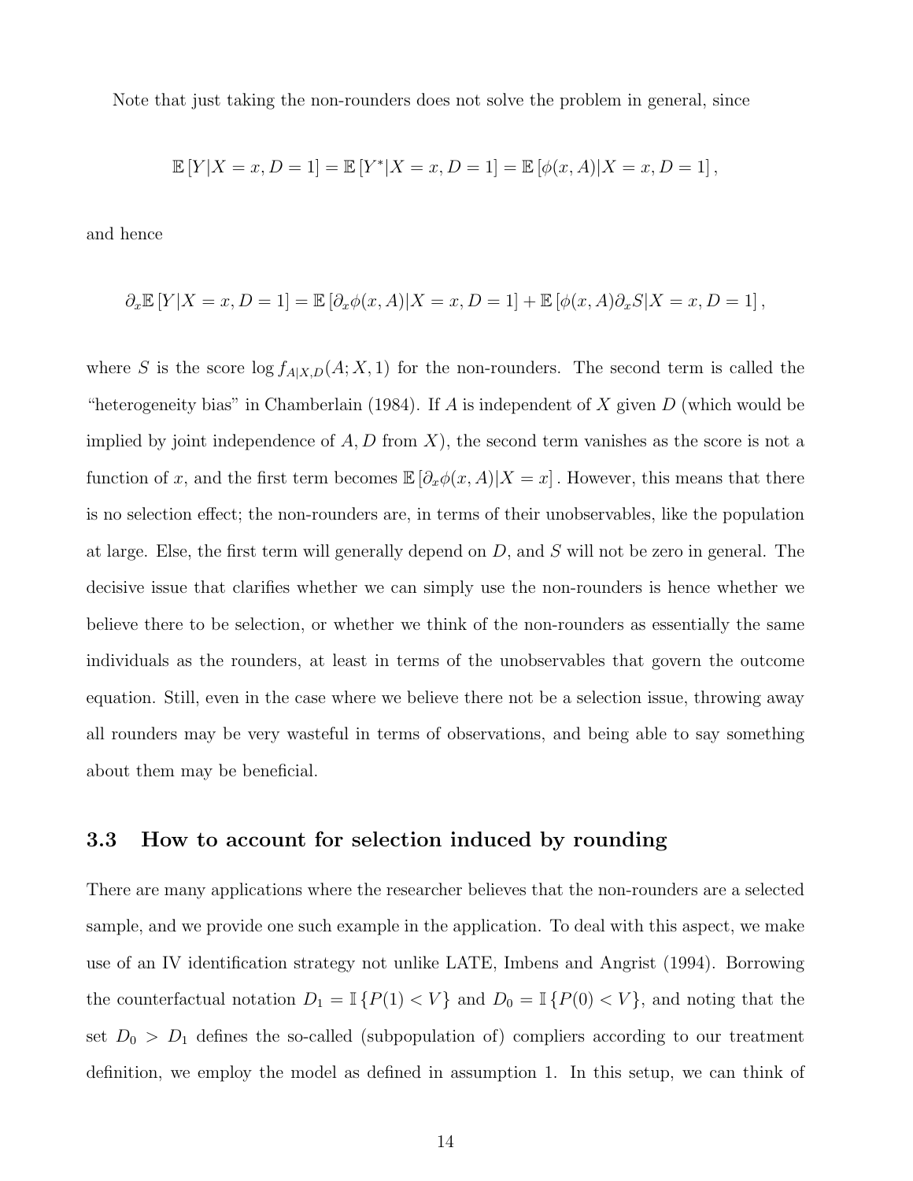Note that just taking the non-rounders does not solve the problem in general, since

$$\mathbb{E}\left[Y|X=x, D=1\right] = \mathbb{E}\left[Y^*|X=x, D=1\right] = \mathbb{E}\left[\phi(x, A)|X=x, D=1\right],$$

and hence

$$\partial_x \mathbb{E}\left[Y|X=x, D=1\right] = \mathbb{E}\left[\partial_x \phi(x, A)|X=x, D=1\right] + \mathbb{E}\left[\phi(x, A)\partial_x S|X=x, D=1\right],$$

where $S$ is the score $\log f_{A|X,D}(A; X, 1)$ for the non-rounders. The second term is called the "heterogeneity bias" in Chamberlain (1984). If $A$ is independent of $X$ given $D$ (which would be implied by joint independence of $A, D$ from $X$), the second term vanishes as the score is not a function of $x$, and the first term becomes $\mathbb{E}\left[\partial_x \phi(x, A)|X=x\right]$. However, this means that there is no selection effect; the non-rounders are, in terms of their unobservables, like the population at large. Else, the first term will generally depend on $D$, and $S$ will not be zero in general. The decisive issue that clarifies whether we can simply use the non-rounders is hence whether we believe there to be selection, or whether we think of the non-rounders as essentially the same individuals as the rounders, at least in terms of the unobservables that govern the outcome equation. Still, even in the case where we believe there not be a selection issue, throwing away all rounders may be very wasteful in terms of observations, and being able to say something about them may be beneficial.

### 3.3 How to account for selection induced by rounding

There are many applications where the researcher believes that the non-rounders are a selected sample, and we provide one such example in the application. To deal with this aspect, we make use of an IV identification strategy not unlike LATE, Imbens and Angrist (1994). Borrowing the counterfactual notation $D_1 = \mathbb{I}\left\{P(1) < V\right\}$ and $D_0 = \mathbb{I}\left\{P(0) < V\right\}$, and noting that the set $D_0 > D_1$ defines the so-called (subpopulation of) compliers according to our treatment definition, we employ the model as defined in assumption 1. In this setup, we can think of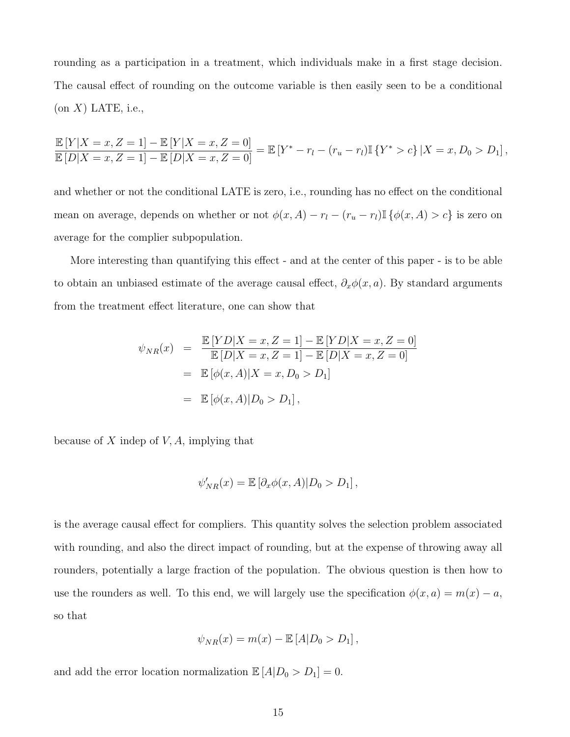rounding as a participation in a treatment, which individuals make in a first stage decision. The causal effect of rounding on the outcome variable is then easily seen to be a conditional (on $X$) LATE, i.e.,

$$\frac{\mathbb{E}\left[Y|X=x,Z=1\right]-\mathbb{E}\left[Y|X=x,Z=0\right]}{\mathbb{E}\left[D|X=x,Z=1\right]-\mathbb{E}\left[D|X=x,Z=0\right]}=\mathbb{E}\left[Y^{*}-r_{l}-(r_{u}-r_{l})\mathbb{I}\left\{Y^{*}>c\right\}|X=x,D_{0}>D_{1}\right],$$

and whether or not the conditional LATE is zero, i.e., rounding has no effect on the conditional mean on average, depends on whether or not $\phi(x,A)-r_{l}-(r_{u}-r_{l})\mathbb{I}\left\{\phi(x,A)>c\right\}$ is zero on average for the complier subpopulation.

More interesting than quantifying this effect - and at the center of this paper - is to be able to obtain an unbiased estimate of the average causal effect, $\partial_{x}\phi(x,a)$. By standard arguments from the treatment effect literature, one can show that

$$\begin{aligned}
\psi_{NR}(x) &= \frac{\mathbb{E}\left[YD|X=x,Z=1\right]-\mathbb{E}\left[YD|X=x,Z=0\right]}{\mathbb{E}\left[D|X=x,Z=1\right]-\mathbb{E}\left[D|X=x,Z=0\right]} \\
&= \mathbb{E}\left[\phi(x,A)|X=x,D_{0}>D_{1}\right] \\
&= \mathbb{E}\left[\phi(x,A)|D_{0}>D_{1}\right],
\end{aligned}$$

because of $X$ indep of $V,A$, implying that

$$\psi_{NR}'(x)=\mathbb{E}\left[\partial_{x}\phi(x,A)|D_{0}>D_{1}\right],$$

is the average causal effect for compliers. This quantity solves the selection problem associated with rounding, and also the direct impact of rounding, but at the expense of throwing away all rounders, potentially a large fraction of the population. The obvious question is then how to use the rounders as well. To this end, we will largely use the specification $\phi(x,a)=m(x)-a$, so that

$$\psi_{NR}(x)=m(x)-\mathbb{E}\left[A|D_{0}>D_{1}\right],$$

and add the error location normalization $\mathbb{E}\left[A|D_{0}>D_{1}\right]=0$.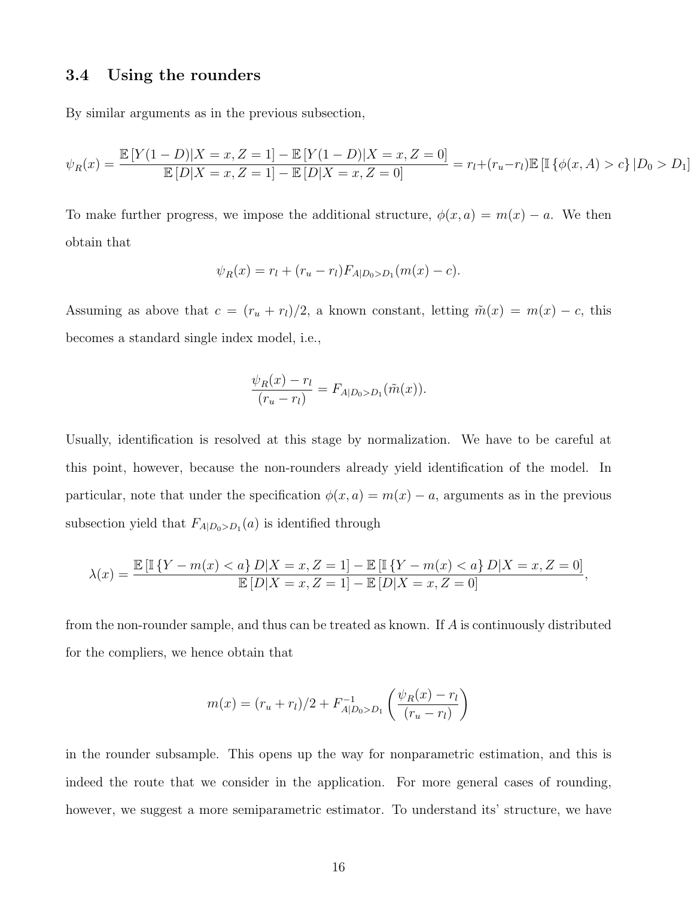### 3.4 Using the rounders

By similar arguments as in the previous subsection,

$$\psi_R(x) = \frac{\mathbb{E}\left[Y(1-D)|X=x, Z=1\right] - \mathbb{E}\left[Y(1-D)|X=x, Z=0\right]}{\mathbb{E}\left[D|X=x, Z=1\right] - \mathbb{E}\left[D|X=x, Z=0\right]} = r_l + (r_u - r_l)\mathbb{E}\left[\mathbb{I}\left\{\phi(x, A) > c\right\}|D_0 > D_1\right]$$

To make further progress, we impose the additional structure, $\phi(x, a) = m(x) - a$. We then obtain that

$$\psi_R(x) = r_l + (r_u - r_l)F_{A|D_0>D_1}(m(x) - c).$$

Assuming as above that $c = (r_u + r_l)/2$, a known constant, letting $\tilde{m}(x) = m(x) - c$, this becomes a standard single index model, i.e.,

$$\frac{\psi_R(x) - r_l}{(r_u - r_l)} = F_{A|D_0>D_1}(\tilde{m}(x)).$$

Usually, identification is resolved at this stage by normalization. We have to be careful at this point, however, because the non-rounders already yield identification of the model. In particular, note that under the specification $\phi(x, a) = m(x) - a$, arguments as in the previous subsection yield that $F_{A|D_0>D_1}(a)$ is identified through

$$\lambda(x) = \frac{\mathbb{E}\left[\mathbb{I}\left\{Y - m(x) < a\right\}D|X=x, Z=1\right] - \mathbb{E}\left[\mathbb{I}\left\{Y - m(x) < a\right\}D|X=x, Z=0\right]}{\mathbb{E}\left[D|X=x, Z=1\right] - \mathbb{E}\left[D|X=x, Z=0\right]},$$

from the non-rounder sample, and thus can be treated as known. If $A$ is continuously distributed for the compliers, we hence obtain that

$$m(x) = (r_u + r_l)/2 + F^{-1}_{A|D_0>D_1}\left(\frac{\psi_R(x) - r_l}{(r_u - r_l)}\right)$$

in the rounder subsample. This opens up the way for nonparametric estimation, and this is indeed the route that we consider in the application. For more general cases of rounding, however, we suggest a more semiparametric estimator. To understand its' structure, we have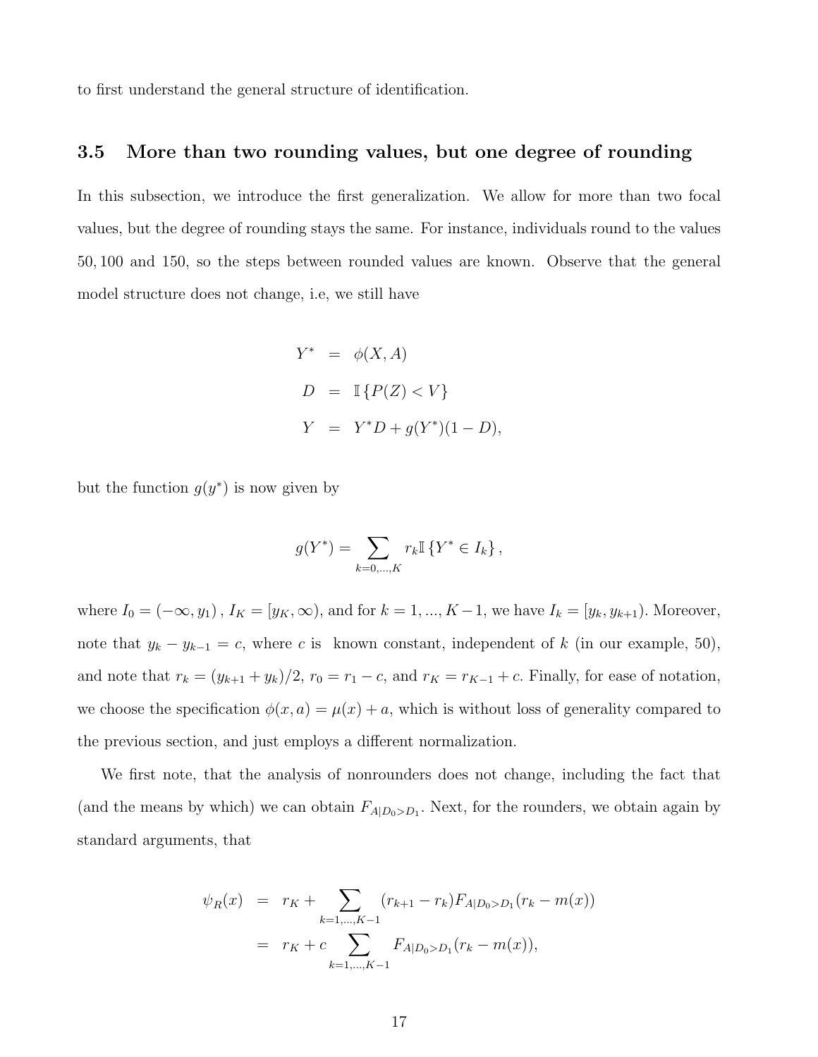to first understand the general structure of identification.

### 3.5 More than two rounding values, but one degree of rounding

In this subsection, we introduce the first generalization. We allow for more than two focal values, but the degree of rounding stays the same. For instance, individuals round to the values 50, 100 and 150, so the steps between rounded values are known. Observe that the general model structure does not change, i.e, we still have

$$
\begin{aligned}
Y^* &= \phi(X, A) \\
D &= \mathbb{I}\{P(Z) < V\} \\
Y &= Y^* D + g(Y^*)(1 - D),
\end{aligned}
$$

but the function $g(y^*)$ is now given by

$$
g(Y^*) = \sum_{k=0,\dots,K} r_k \mathbb{I}\{Y^* \in I_k\},
$$

where $I_0 = (-\infty, y_1)$, $I_K = [y_K, \infty)$, and for $k = 1, ..., K-1$, we have $I_k = [y_k, y_{k+1})$. Moreover, note that $y_k - y_{k-1} = c$, where $c$ is known constant, independent of $k$ (in our example, 50), and note that $r_k = (y_{k+1} + y_k)/2$, $r_0 = r_1 - c$, and $r_K = r_{K-1} + c$. Finally, for ease of notation, we choose the specification $\phi(x, a) = \mu(x) + a$, which is without loss of generality compared to the previous section, and just employs a different normalization.

We first note, that the analysis of nonrounders does not change, including the fact that (and the means by which) we can obtain $F_{A|D_0>D_1}$. Next, for the rounders, we obtain again by standard arguments, that

$$
\begin{aligned}
\psi_R(x) &= r_K + \sum_{k=1,\dots,K-1} (r_{k+1} - r_k) F_{A|D_0>D_1}(r_k - m(x)) \\
&= r_K + c \sum_{k=1,\dots,K-1} F_{A|D_0>D_1}(r_k - m(x)),
\end{aligned}
$$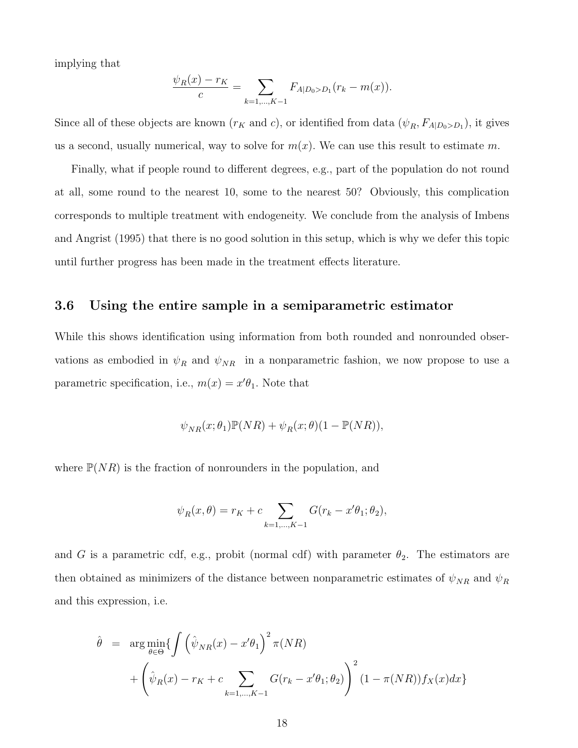implying that

$$\frac{\psi_R(x) - r_K}{c} = \sum_{k=1,\ldots,K-1} F_{A|D_0>D_1}(r_k - m(x)).$$

Since all of these objects are known ($r_K$ and $c$), or identified from data ($\psi_R, F_{A|D_0>D_1}$), it gives us a second, usually numerical, way to solve for $m(x)$. We can use this result to estimate $m$.

Finally, what if people round to different degrees, e.g., part of the population do not round at all, some round to the nearest 10, some to the nearest 50? Obviously, this complication corresponds to multiple treatment with endogeneity. We conclude from the analysis of Imbens and Angrist (1995) that there is no good solution in this setup, which is why we defer this topic until further progress has been made in the treatment effects literature.

### 3.6 Using the entire sample in a semiparametric estimator

While this shows identification using information from both rounded and nonrounded observations as embodied in $\psi_R$ and $\psi_{NR}$ in a nonparametric fashion, we now propose to use a parametric specification, i.e., $m(x) = x'\theta_1$. Note that

$$\psi_{NR}(x; \theta_1)\mathbb{P}(NR) + \psi_R(x; \theta)(1 - \mathbb{P}(NR)),$$

where $\mathbb{P}(NR)$ is the fraction of nonrounders in the population, and

$$\psi_R(x, \theta) = r_K + c \sum_{k=1,\ldots,K-1} G(r_k - x'\theta_1; \theta_2),$$

and $G$ is a parametric cdf, e.g., probit (normal cdf) with parameter $\theta_2$. The estimators are then obtained as minimizers of the distance between nonparametric estimates of $\psi_{NR}$ and $\psi_R$ and this expression, i.e.

$$\begin{aligned}
\hat{\theta} &= \arg\min_{\theta \in \Theta} \{ \int \left( \hat{\psi}_{NR}(x) - x'\theta_1 \right)^2 \pi(NR) \\
&\quad + \left( \hat{\psi}_R(x) - r_K + c \sum_{k=1,\ldots,K-1} G(r_k - x'\theta_1; \theta_2) \right)^2 (1 - \pi(NR)) f_X(x) dx \}
\end{aligned}$$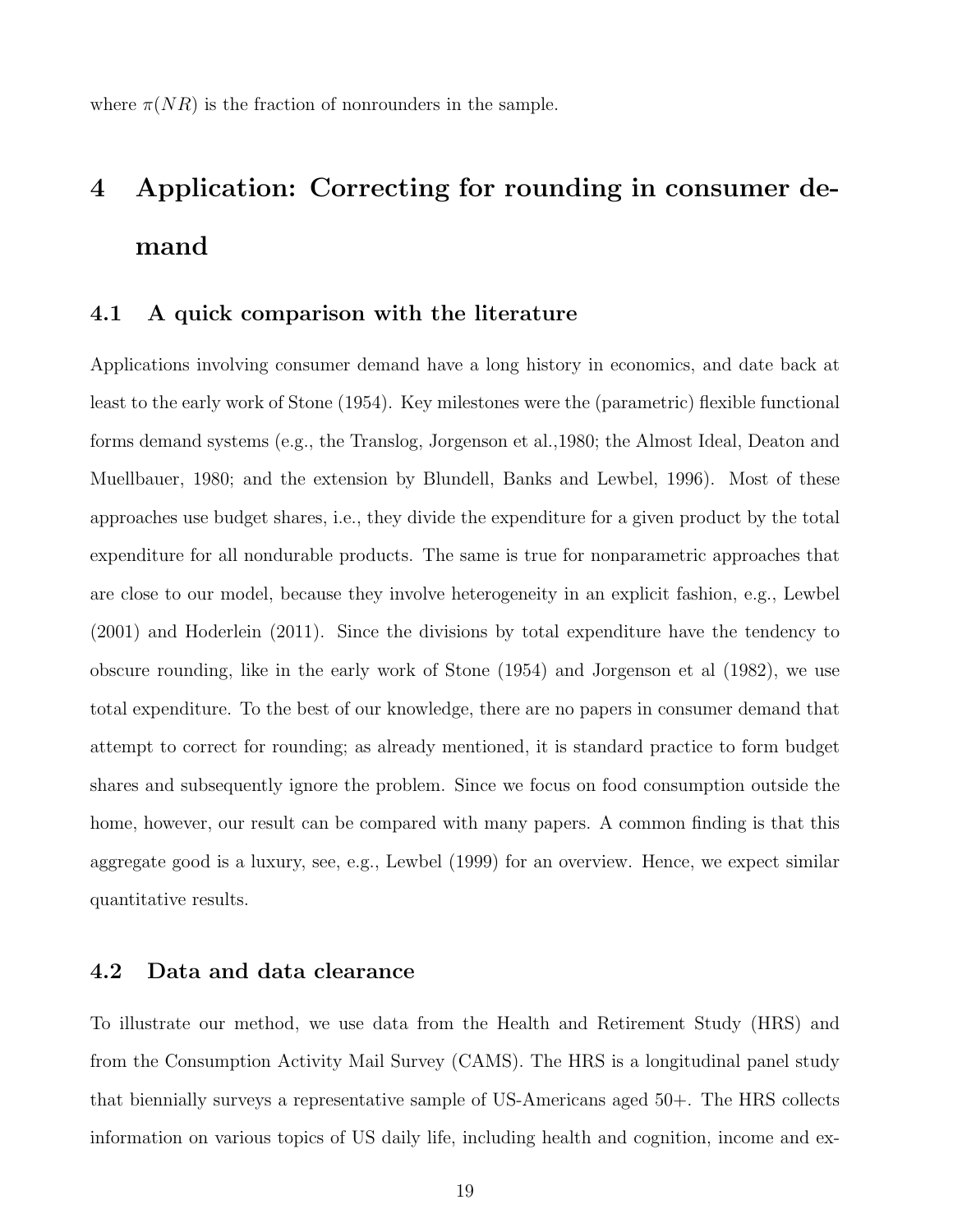where $\pi(NR)$ is the fraction of nonrounders in the sample.

# 4 Application: Correcting for rounding in consumer demand

## 4.1 A quick comparison with the literature

Applications involving consumer demand have a long history in economics, and date back at least to the early work of Stone (1954). Key milestones were the (parametric) flexible functional forms demand systems (e.g., the Translog, Jorgenson et al.,1980; the Almost Ideal, Deaton and Muellbauer, 1980; and the extension by Blundell, Banks and Lewbel, 1996). Most of these approaches use budget shares, i.e., they divide the expenditure for a given product by the total expenditure for all nondurable products. The same is true for nonparametric approaches that are close to our model, because they involve heterogeneity in an explicit fashion, e.g., Lewbel (2001) and Hoderlein (2011). Since the divisions by total expenditure have the tendency to obscure rounding, like in the early work of Stone (1954) and Jorgenson et al (1982), we use total expenditure. To the best of our knowledge, there are no papers in consumer demand that attempt to correct for rounding; as already mentioned, it is standard practice to form budget shares and subsequently ignore the problem. Since we focus on food consumption outside the home, however, our result can be compared with many papers. A common finding is that this aggregate good is a luxury, see, e.g., Lewbel (1999) for an overview. Hence, we expect similar quantitative results.

## 4.2 Data and data clearance

To illustrate our method, we use data from the Health and Retirement Study (HRS) and from the Consumption Activity Mail Survey (CAMS). The HRS is a longitudinal panel study that biennially surveys a representative sample of US-Americans aged 50+. The HRS collects information on various topics of US daily life, including health and cognition, income and ex-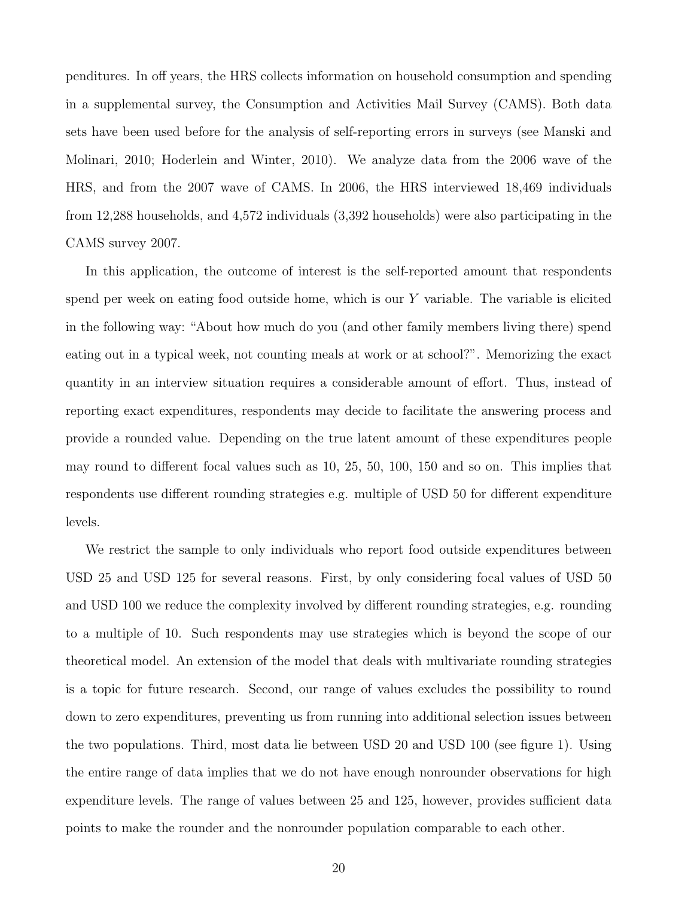penditures. In off years, the HRS collects information on household consumption and spending in a supplemental survey, the Consumption and Activities Mail Survey (CAMS). Both data sets have been used before for the analysis of self-reporting errors in surveys (see Manski and Molinari, 2010; Hoderlein and Winter, 2010). We analyze data from the 2006 wave of the HRS, and from the 2007 wave of CAMS. In 2006, the HRS interviewed 18,469 individuals from 12,288 households, and 4,572 individuals (3,392 households) were also participating in the CAMS survey 2007.

In this application, the outcome of interest is the self-reported amount that respondents spend per week on eating food outside home, which is our $Y$ variable. The variable is elicited in the following way: "About how much do you (and other family members living there) spend eating out in a typical week, not counting meals at work or at school?". Memorizing the exact quantity in an interview situation requires a considerable amount of effort. Thus, instead of reporting exact expenditures, respondents may decide to facilitate the answering process and provide a rounded value. Depending on the true latent amount of these expenditures people may round to different focal values such as 10, 25, 50, 100, 150 and so on. This implies that respondents use different rounding strategies e.g. multiple of USD 50 for different expenditure levels.

We restrict the sample to only individuals who report food outside expenditures between USD 25 and USD 125 for several reasons. First, by only considering focal values of USD 50 and USD 100 we reduce the complexity involved by different rounding strategies, e.g. rounding to a multiple of 10. Such respondents may use strategies which is beyond the scope of our theoretical model. An extension of the model that deals with multivariate rounding strategies is a topic for future research. Second, our range of values excludes the possibility to round down to zero expenditures, preventing us from running into additional selection issues between the two populations. Third, most data lie between USD 20 and USD 100 (see figure 1). Using the entire range of data implies that we do not have enough nonrounder observations for high expenditure levels. The range of values between 25 and 125, however, provides sufficient data points to make the rounder and the nonrounder population comparable to each other.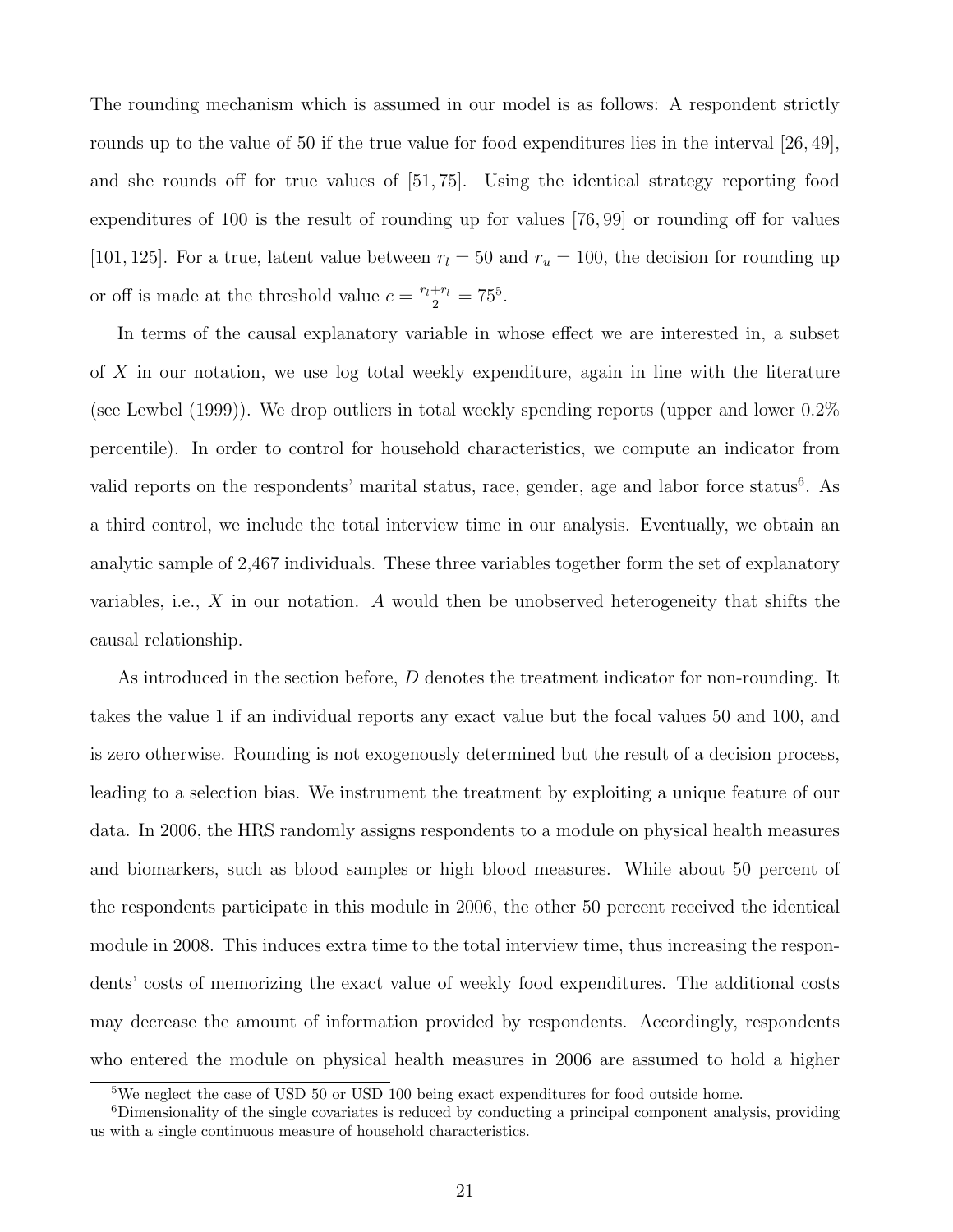The rounding mechanism which is assumed in our model is as follows: A respondent strictly rounds up to the value of 50 if the true value for food expenditures lies in the interval $[26, 49]$, and she rounds off for true values of $[51, 75]$. Using the identical strategy reporting food expenditures of 100 is the result of rounding up for values $[76, 99]$ or rounding off for values $[101, 125]$. For a true, latent value between $r_l = 50$ and $r_u = 100$, the decision for rounding up or off is made at the threshold value $c = \frac{r_l + r_l}{2} = 75$[5].

In terms of the causal explanatory variable in whose effect we are interested in, a subset of $X$ in our notation, we use log total weekly expenditure, again in line with the literature (see Lewbel (1999)). We drop outliers in total weekly spending reports (upper and lower 0.2% percentile). In order to control for household characteristics, we compute an indicator from valid reports on the respondents' marital status, race, gender, age and labor force status[6]. As a third control, we include the total interview time in our analysis. Eventually, we obtain an analytic sample of 2,467 individuals. These three variables together form the set of explanatory variables, i.e., $X$ in our notation. $A$ would then be unobserved heterogeneity that shifts the causal relationship.

As introduced in the section before, $D$ denotes the treatment indicator for non-rounding. It takes the value 1 if an individual reports any exact value but the focal values 50 and 100, and is zero otherwise. Rounding is not exogenously determined but the result of a decision process, leading to a selection bias. We instrument the treatment by exploiting a unique feature of our data. In 2006, the HRS randomly assigns respondents to a module on physical health measures and biomarkers, such as blood samples or high blood measures. While about 50 percent of the respondents participate in this module in 2006, the other 50 percent received the identical module in 2008. This induces extra time to the total interview time, thus increasing the respondents' costs of memorizing the exact value of weekly food expenditures. The additional costs may decrease the amount of information provided by respondents. Accordingly, respondents who entered the module on physical health measures in 2006 are assumed to hold a higher

[5] We neglect the case of USD 50 or USD 100 being exact expenditures for food outside home.

[6] Dimensionality of the single covariates is reduced by conducting a principal component analysis, providing us with a single continuous measure of household characteristics.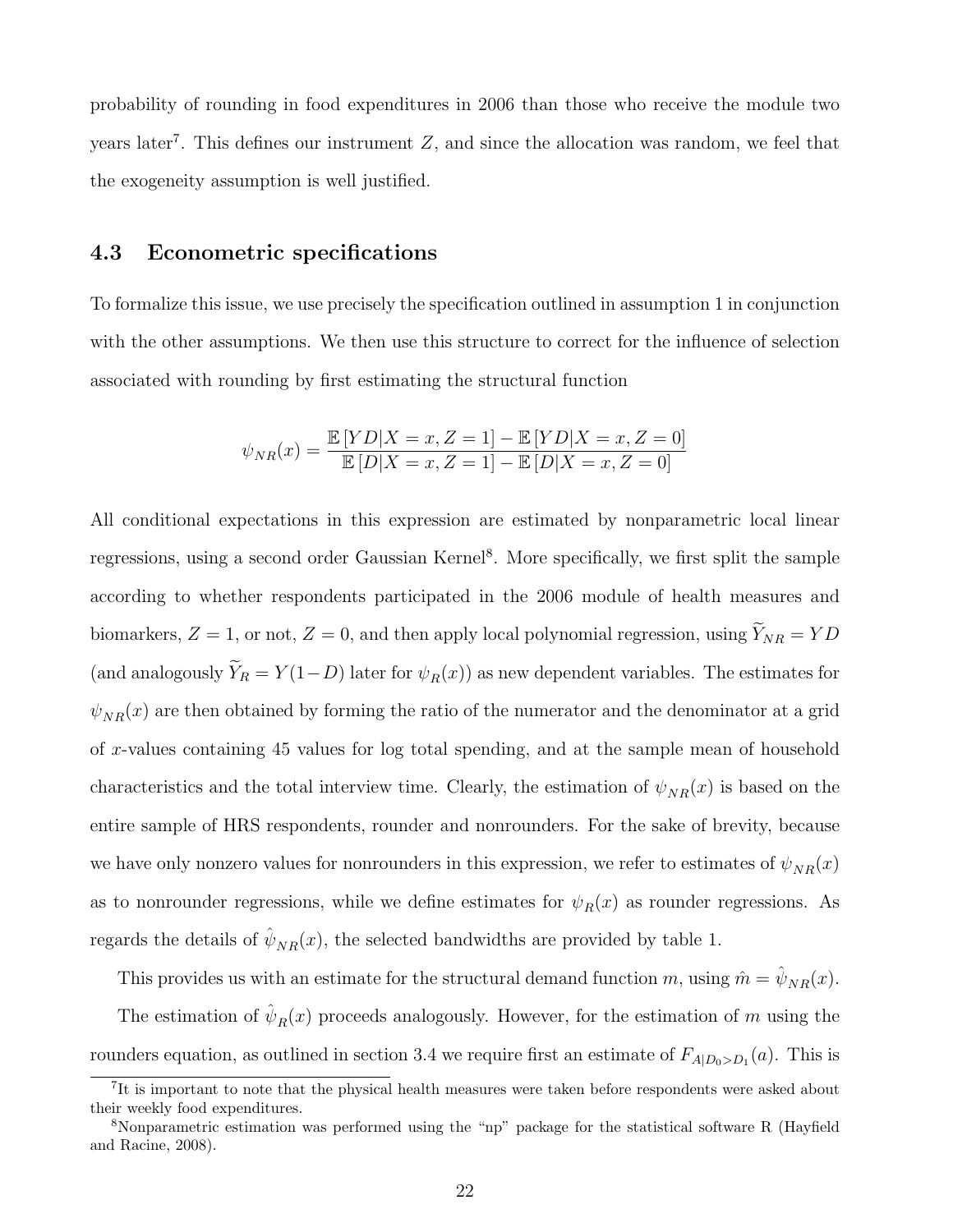probability of rounding in food expenditures in 2006 than those who receive the module two years later[7]. This defines our instrument $Z$, and since the allocation was random, we feel that the exogeneity assumption is well justified.

### 4.3 Econometric specifications

To formalize this issue, we use precisely the specification outlined in assumption 1 in conjunction with the other assumptions. We then use this structure to correct for the influence of selection associated with rounding by first estimating the structural function

$$\psi_{NR}(x) = \frac{\mathbb{E}\left[YD|X=x, Z=1\right] - \mathbb{E}\left[YD|X=x, Z=0\right]}{\mathbb{E}\left[D|X=x, Z=1\right] - \mathbb{E}\left[D|X=x, Z=0\right]}$$

All conditional expectations in this expression are estimated by nonparametric local linear regressions, using a second order Gaussian Kernel[8]. More specifically, we first split the sample according to whether respondents participated in the 2006 module of health measures and biomarkers, $Z = 1$, or not, $Z = 0$, and then apply local polynomial regression, using $\widetilde{Y}_{NR} = YD$ (and analogously $\widetilde{Y}_R = Y(1-D)$ later for $\psi_R(x)$) as new dependent variables. The estimates for $\psi_{NR}(x)$ are then obtained by forming the ratio of the numerator and the denominator at a grid of $x$-values containing 45 values for log total spending, and at the sample mean of household characteristics and the total interview time. Clearly, the estimation of $\psi_{NR}(x)$ is based on the entire sample of HRS respondents, rounder and nonrounders. For the sake of brevity, because we have only nonzero values for nonrounders in this expression, we refer to estimates of $\psi_{NR}(x)$ as to nonrounder regressions, while we define estimates for $\psi_R(x)$ as rounder regressions. As regards the details of $\hat{\psi}_{NR}(x)$, the selected bandwidths are provided by table 1.

This provides us with an estimate for the structural demand function $m$, using $\hat{m} = \hat{\psi}_{NR}(x)$.

The estimation of $\hat{\psi}_R(x)$ proceeds analogously. However, for the estimation of $m$ using the rounders equation, as outlined in section 3.4 we require first an estimate of $F_{A|D_0>D_1}(a)$. This is

[7] It is important to note that the physical health measures were taken before respondents were asked about their weekly food expenditures.

[8] Nonparametric estimation was performed using the "np" package for the statistical software R (Hayfield and Racine, 2008).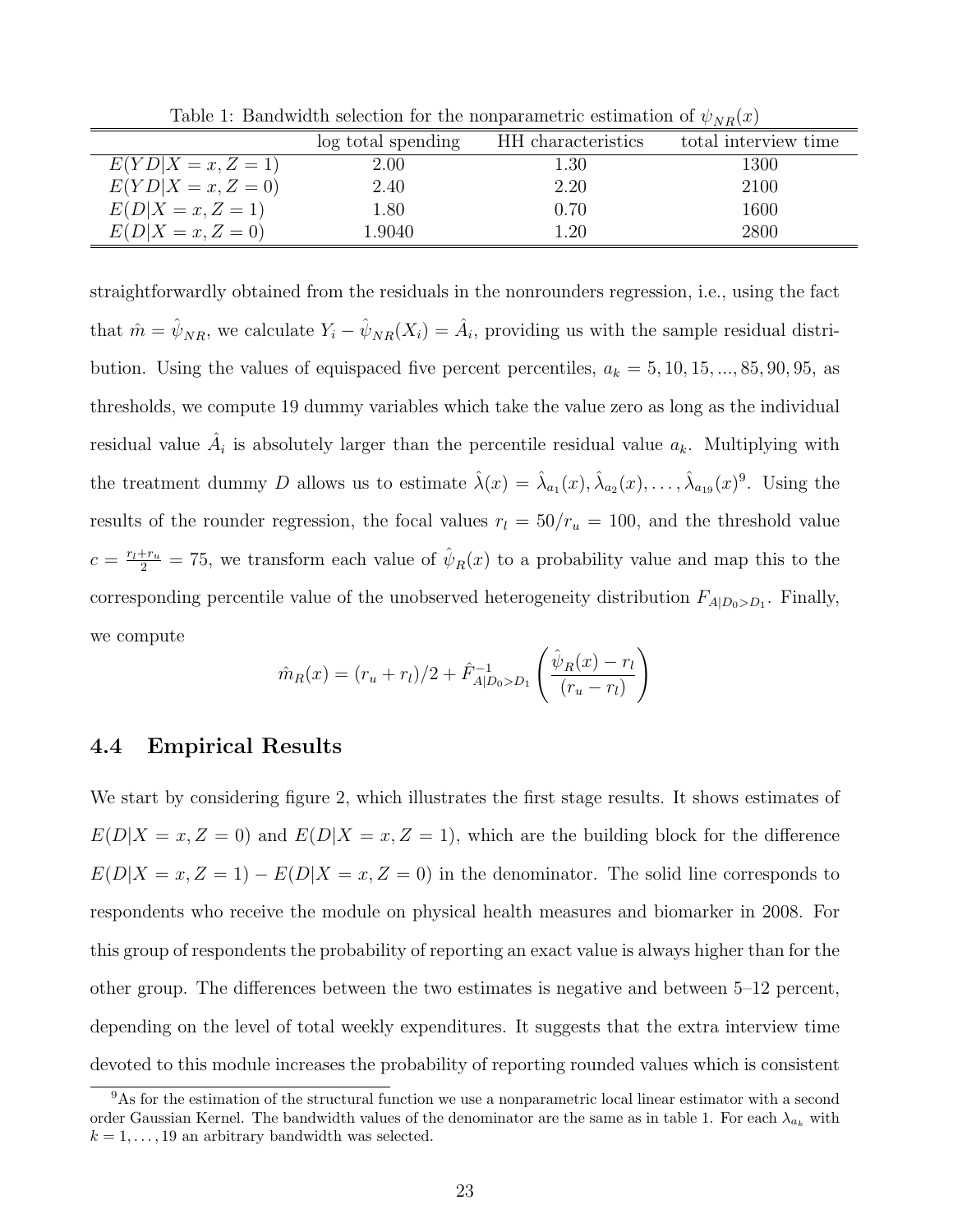Table 1: Bandwidth selection for the nonparametric estimation of $\psi_{NR}(x)$

| | log total spending | HH characteristics | total interview time |
|---|---|---|---|
| $E(YD\|X = x, Z = 1)$ | 2.00 | 1.30 | 1300 |
| $E(YD\|X = x, Z = 0)$ | 2.40 | 2.20 | 2100 |
| $E(D\|X = x, Z = 1)$ | 1.80 | 0.70 | 1600 |
| $E(D\|X = x, Z = 0)$ | 1.9040 | 1.20 | 2800 |

straightforwardly obtained from the residuals in the nonrounders regression, i.e., using the fact that $\hat{m} = \hat{\psi}_{NR}$, we calculate $Y_i - \hat{\psi}_{NR}(X_i) = \hat{A}_i$, providing us with the sample residual distribution. Using the values of equispaced five percent percentiles, $a_k = 5, 10, 15, ..., 85, 90, 95$, as thresholds, we compute 19 dummy variables which take the value zero as long as the individual residual value $\hat{A}_i$ is absolutely larger than the percentile residual value $a_k$. Multiplying with the treatment dummy $D$ allows us to estimate $\hat{\lambda}(x) = \hat{\lambda}_{a_1}(x), \hat{\lambda}_{a_2}(x), \ldots, \hat{\lambda}_{a_{19}}(x)$[9]. Using the results of the rounder regression, the focal values $r_l = 50/r_u = 100$, and the threshold value $c = \frac{r_l + r_u}{2} = 75$, we transform each value of $\hat{\psi}_R(x)$ to a probability value and map this to the corresponding percentile value of the unobserved heterogeneity distribution $F_{A|D_0>D_1}$. Finally, we compute

$$\hat{m}_R(x) = (r_u + r_l)/2 + \hat{F}^{-1}_{A|D_0>D_1}\left(\frac{\hat{\psi}_R(x) - r_l}{(r_u - r_l)}\right)$$

### 4.4 Empirical Results

We start by considering figure 2, which illustrates the first stage results. It shows estimates of $E(D|X = x, Z = 0)$ and $E(D|X = x, Z = 1)$, which are the building block for the difference $E(D|X = x, Z = 1) - E(D|X = x, Z = 0)$ in the denominator. The solid line corresponds to respondents who receive the module on physical health measures and biomarker in 2008. For this group of respondents the probability of reporting an exact value is always higher than for the other group. The differences between the two estimates is negative and between 5–12 percent, depending on the level of total weekly expenditures. It suggests that the extra interview time devoted to this module increases the probability of reporting rounded values which is consistent

[9] As for the estimation of the structural function we use a nonparametric local linear estimator with a second order Gaussian Kernel. The bandwidth values of the denominator are the same as in table 1. For each $\lambda_{a_k}$ with $k = 1, \ldots, 19$ an arbitrary bandwidth was selected.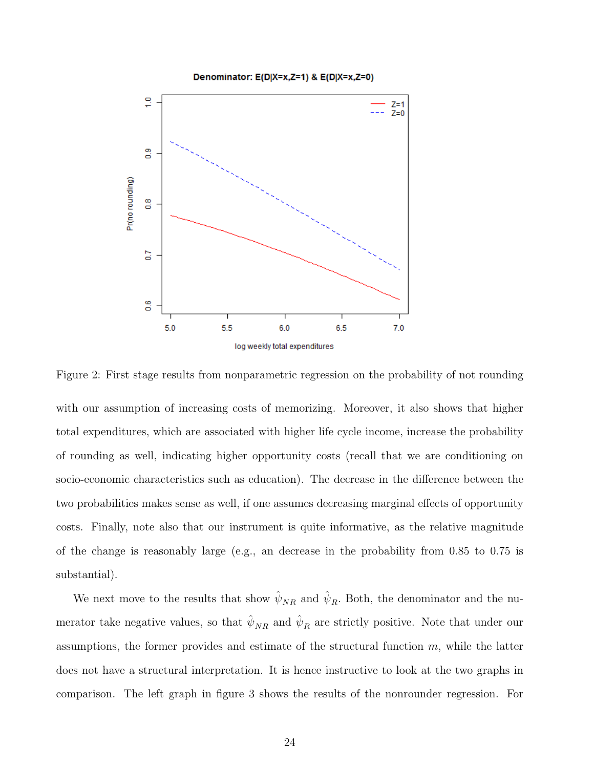Figure 2: First stage results from nonparametric regression on the probability of not rounding

with our assumption of increasing costs of memorizing. Moreover, it also shows that higher total expenditures, which are associated with higher life cycle income, increase the probability of rounding as well, indicating higher opportunity costs (recall that we are conditioning on socio-economic characteristics such as education). The decrease in the difference between the two probabilities makes sense as well, if one assumes decreasing marginal effects of opportunity costs. Finally, note also that our instrument is quite informative, as the relative magnitude of the change is reasonably large (e.g., an decrease in the probability from 0.85 to 0.75 is substantial).

We next move to the results that show $\hat{\psi}_{NR}$ and $\hat{\psi}_{R}$. Both, the denominator and the numerator take negative values, so that $\hat{\psi}_{NR}$ and $\hat{\psi}_{R}$ are strictly positive. Note that under our assumptions, the former provides and estimate of the structural function $m$, while the latter does not have a structural interpretation. It is hence instructive to look at the two graphs in comparison. The left graph in figure 3 shows the results of the nonrounder regression. For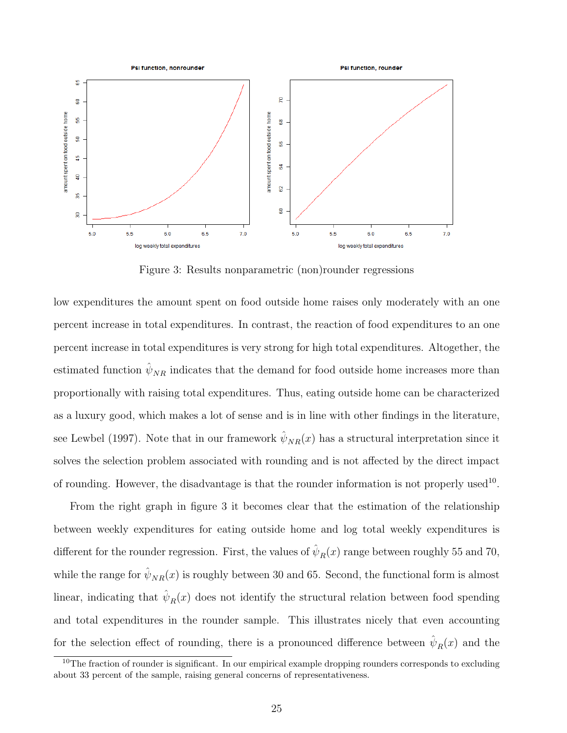Figure 3: Results nonparametric (non)rounder regressions

low expenditures the amount spent on food outside home raises only moderately with an one percent increase in total expenditures. In contrast, the reaction of food expenditures to an one percent increase in total expenditures is very strong for high total expenditures. Altogether, the estimated function $\hat{\psi}_{NR}$ indicates that the demand for food outside home increases more than proportionally with raising total expenditures. Thus, eating outside home can be characterized as a luxury good, which makes a lot of sense and is in line with other findings in the literature, see Lewbel (1997). Note that in our framework $\hat{\psi}_{NR}(x)$ has a structural interpretation since it solves the selection problem associated with rounding and is not affected by the direct impact of rounding. However, the disadvantage is that the rounder information is not properly used[10].

From the right graph in figure 3 it becomes clear that the estimation of the relationship between weekly expenditures for eating outside home and log total weekly expenditures is different for the rounder regression. First, the values of $\hat{\psi}_R(x)$ range between roughly 55 and 70, while the range for $\hat{\psi}_{NR}(x)$ is roughly between 30 and 65. Second, the functional form is almost linear, indicating that $\hat{\psi}_R(x)$ does not identify the structural relation between food spending and total expenditures in the rounder sample. This illustrates nicely that even accounting for the selection effect of rounding, there is a pronounced difference between $\hat{\psi}_R(x)$ and the

[10]The fraction of rounder is significant. In our empirical example dropping rounders corresponds to excluding about 33 percent of the sample, raising general concerns of representativeness.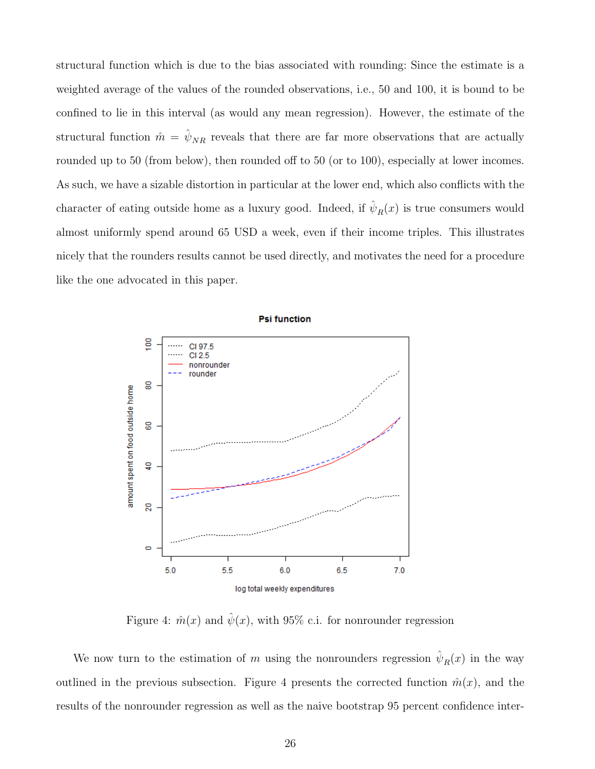structural function which is due to the bias associated with rounding: Since the estimate is a weighted average of the values of the rounded observations, i.e., 50 and 100, it is bound to be confined to lie in this interval (as would any mean regression). However, the estimate of the structural function $\hat{m} = \hat{\psi}_{NR}$ reveals that there are far more observations that are actually rounded up to 50 (from below), then rounded off to 50 (or to 100), especially at lower incomes. As such, we have a sizable distortion in particular at the lower end, which also conflicts with the character of eating outside home as a luxury good. Indeed, if $\hat{\psi}_R(x)$ is true consumers would almost uniformly spend around 65 USD a week, even if their income triples. This illustrates nicely that the rounders results cannot be used directly, and motivates the need for a procedure like the one advocated in this paper.

Figure 4: $\hat{m}(x)$ and $\hat{\psi}(x)$, with 95% c.i. for nonrounder regression

We now turn to the estimation of $m$ using the nonrounders regression $\hat{\psi}_R(x)$ in the way outlined in the previous subsection. Figure 4 presents the corrected function $\hat{m}(x)$, and the results of the nonrounder regression as well as the naive bootstrap 95 percent confidence inter-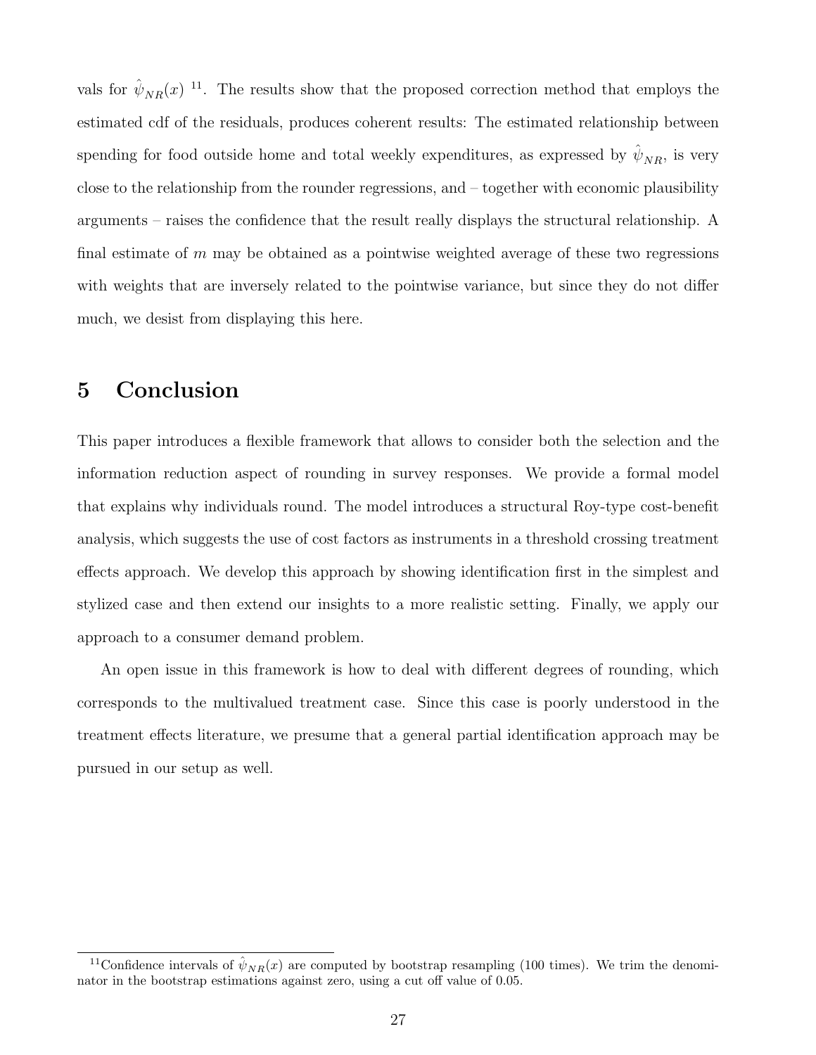vals for $\hat{\psi}_{NR}(x)$ [11]. The results show that the proposed correction method that employs the estimated cdf of the residuals, produces coherent results: The estimated relationship between spending for food outside home and total weekly expenditures, as expressed by $\hat{\psi}_{NR}$, is very close to the relationship from the rounder regressions, and – together with economic plausibility arguments – raises the confidence that the result really displays the structural relationship. A final estimate of $m$ may be obtained as a pointwise weighted average of these two regressions with weights that are inversely related to the pointwise variance, but since they do not differ much, we desist from displaying this here.

# 5 Conclusion

This paper introduces a flexible framework that allows to consider both the selection and the information reduction aspect of rounding in survey responses. We provide a formal model that explains why individuals round. The model introduces a structural Roy-type cost-benefit analysis, which suggests the use of cost factors as instruments in a threshold crossing treatment effects approach. We develop this approach by showing identification first in the simplest and stylized case and then extend our insights to a more realistic setting. Finally, we apply our approach to a consumer demand problem.

An open issue in this framework is how to deal with different degrees of rounding, which corresponds to the multivalued treatment case. Since this case is poorly understood in the treatment effects literature, we presume that a general partial identification approach may be pursued in our setup as well.

[11] Confidence intervals of $\hat{\psi}_{NR}(x)$ are computed by bootstrap resampling (100 times). We trim the denominator in the bootstrap estimations against zero, using a cut off value of 0.05.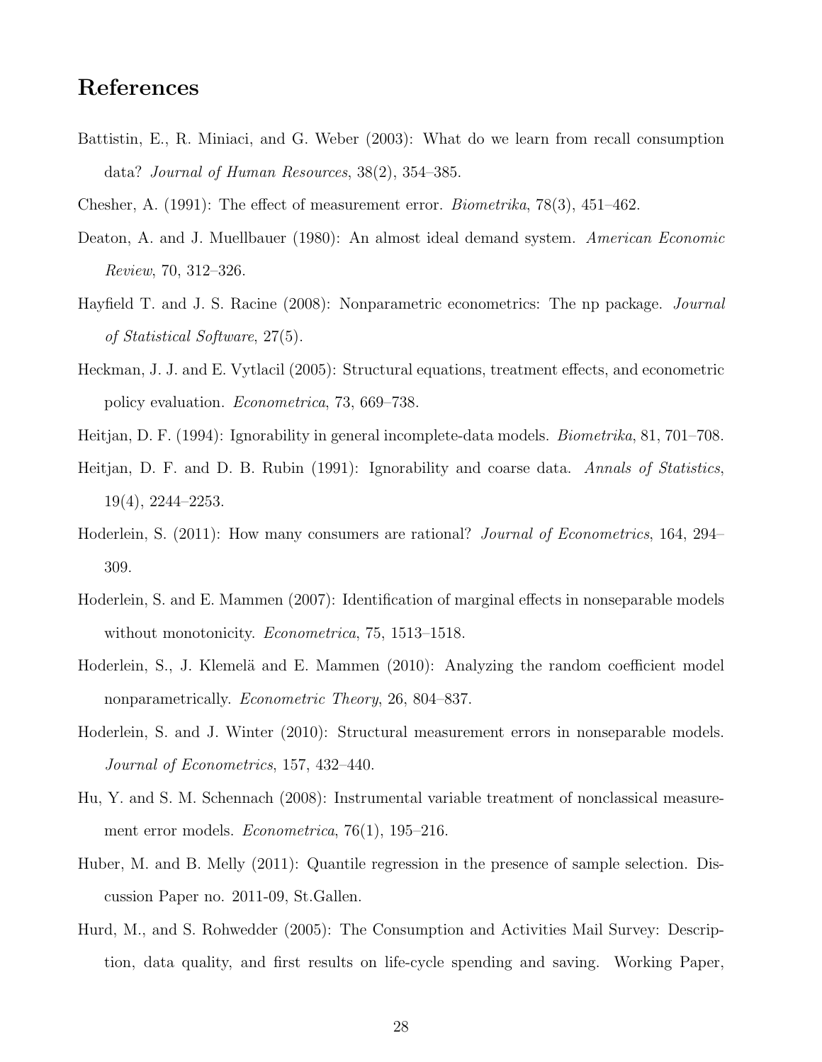## References

Battistin, E., R. Miniaci, and G. Weber (2003): What do we learn from recall consumption data? *Journal of Human Resources*, 38(2), 354–385.

Chesher, A. (1991): The effect of measurement error. *Biometrika*, 78(3), 451–462.

Deaton, A. and J. Muellbauer (1980): An almost ideal demand system. *American Economic Review*, 70, 312–326.

Hayfield T. and J. S. Racine (2008): Nonparametric econometrics: The np package. *Journal of Statistical Software*, 27(5).

Heckman, J. J. and E. Vytlacil (2005): Structural equations, treatment effects, and econometric policy evaluation. *Econometrica*, 73, 669–738.

Heitjan, D. F. (1994): Ignorability in general incomplete-data models. *Biometrika*, 81, 701–708.

Heitjan, D. F. and D. B. Rubin (1991): Ignorability and coarse data. *Annals of Statistics*, 19(4), 2244–2253.

Hoderlein, S. (2011): How many consumers are rational? *Journal of Econometrics*, 164, 294–309.

Hoderlein, S. and E. Mammen (2007): Identification of marginal effects in nonseparable models without monotonicity. *Econometrica*, 75, 1513–1518.

Hoderlein, S., J. Klemelä and E. Mammen (2010): Analyzing the random coefficient model nonparametrically. *Econometric Theory*, 26, 804–837.

Hoderlein, S. and J. Winter (2010): Structural measurement errors in nonseparable models. *Journal of Econometrics*, 157, 432–440.

Hu, Y. and S. M. Schennach (2008): Instrumental variable treatment of nonclassical measurement error models. *Econometrica*, 76(1), 195–216.

Huber, M. and B. Melly (2011): Quantile regression in the presence of sample selection. Discussion Paper no. 2011-09, St.Gallen.

Hurd, M., and S. Rohwedder (2005): The Consumption and Activities Mail Survey: Description, data quality, and first results on life-cycle spending and saving. Working Paper,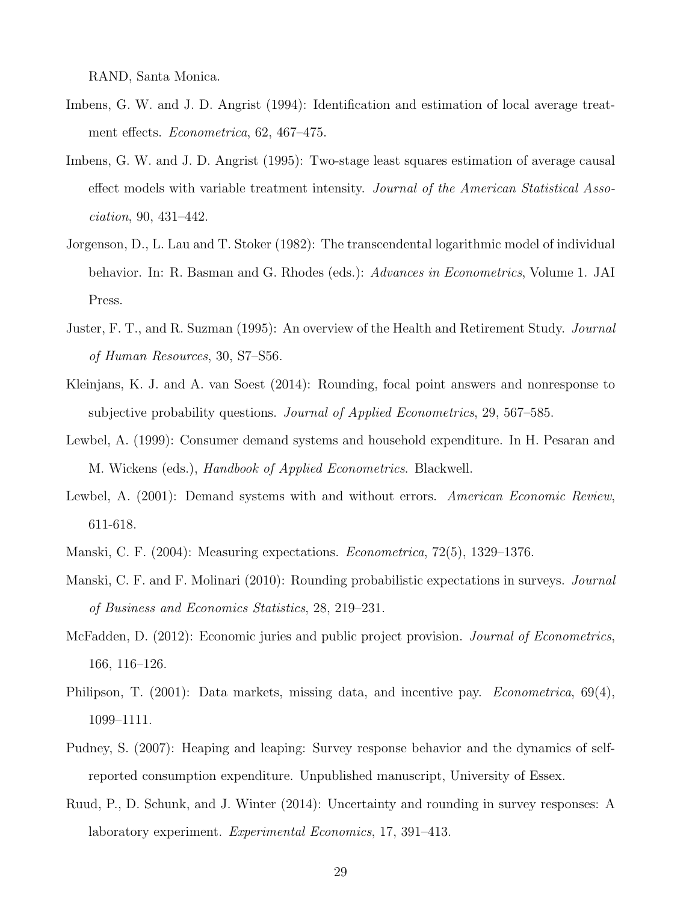RAND, Santa Monica.

Imbens, G. W. and J. D. Angrist (1994): Identification and estimation of local average treatment effects. *Econometrica*, 62, 467–475.

Imbens, G. W. and J. D. Angrist (1995): Two-stage least squares estimation of average causal effect models with variable treatment intensity. *Journal of the American Statistical Association*, 90, 431–442.

Jorgenson, D., L. Lau and T. Stoker (1982): The transcendental logarithmic model of individual behavior. In: R. Basman and G. Rhodes (eds.): *Advances in Econometrics*, Volume 1. JAI Press.

Juster, F. T., and R. Suzman (1995): An overview of the Health and Retirement Study. *Journal of Human Resources*, 30, S7–S56.

Kleinjans, K. J. and A. van Soest (2014): Rounding, focal point answers and nonresponse to subjective probability questions. *Journal of Applied Econometrics*, 29, 567–585.

Lewbel, A. (1999): Consumer demand systems and household expenditure. In H. Pesaran and M. Wickens (eds.), *Handbook of Applied Econometrics*. Blackwell.

Lewbel, A. (2001): Demand systems with and without errors. *American Economic Review*, 611-618.

Manski, C. F. (2004): Measuring expectations. *Econometrica*, 72(5), 1329–1376.

Manski, C. F. and F. Molinari (2010): Rounding probabilistic expectations in surveys. *Journal of Business and Economics Statistics*, 28, 219–231.

McFadden, D. (2012): Economic juries and public project provision. *Journal of Econometrics*, 166, 116–126.

Philipson, T. (2001): Data markets, missing data, and incentive pay. *Econometrica*, 69(4), 1099–1111.

Pudney, S. (2007): Heaping and leaping: Survey response behavior and the dynamics of self-reported consumption expenditure. Unpublished manuscript, University of Essex.

Ruud, P., D. Schunk, and J. Winter (2014): Uncertainty and rounding in survey responses: A laboratory experiment. *Experimental Economics*, 17, 391–413.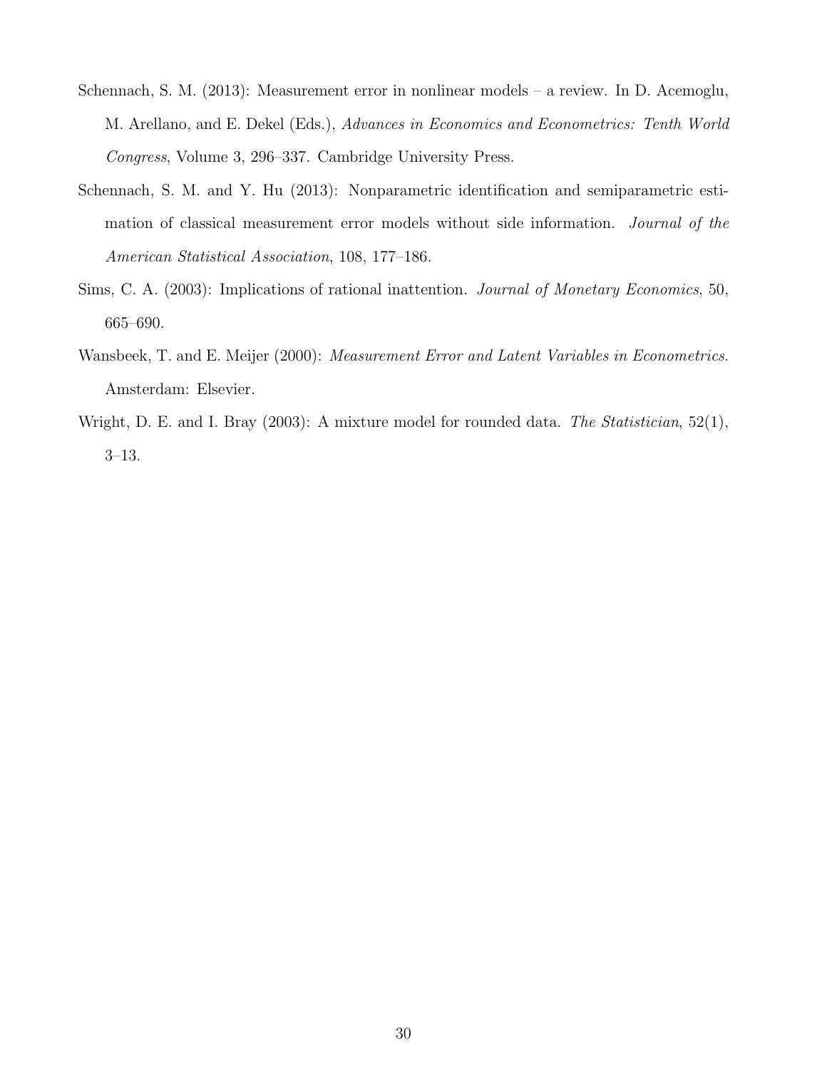Schennach, S. M. (2013): Measurement error in nonlinear models – a review. In D. Acemoglu, M. Arellano, and E. Dekel (Eds.), *Advances in Economics and Econometrics: Tenth World Congress*, Volume 3, 296–337. Cambridge University Press.

Schennach, S. M. and Y. Hu (2013): Nonparametric identification and semiparametric estimation of classical measurement error models without side information. *Journal of the American Statistical Association*, 108, 177–186.

Sims, C. A. (2003): Implications of rational inattention. *Journal of Monetary Economics*, 50, 665–690.

Wansbeek, T. and E. Meijer (2000): *Measurement Error and Latent Variables in Econometrics.* Amsterdam: Elsevier.

Wright, D. E. and I. Bray (2003): A mixture model for rounded data. *The Statistician*, 52(1), 3–13.